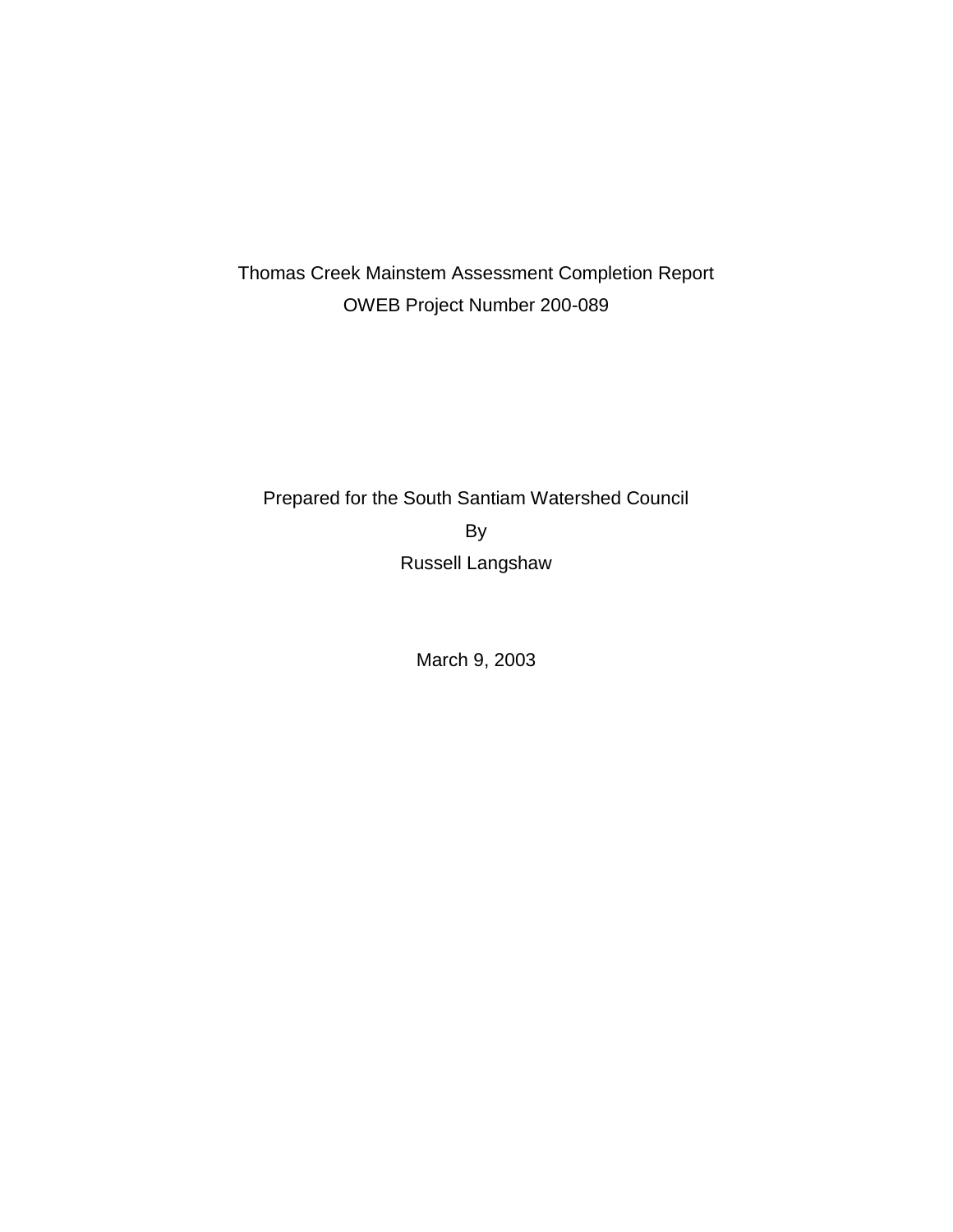# Thomas Creek Mainstem Assessment Completion Report

OWEB Project Number 200-089

Prepared for the South Santiam Watershed Council

By

Russell Langshaw

March 9, 2003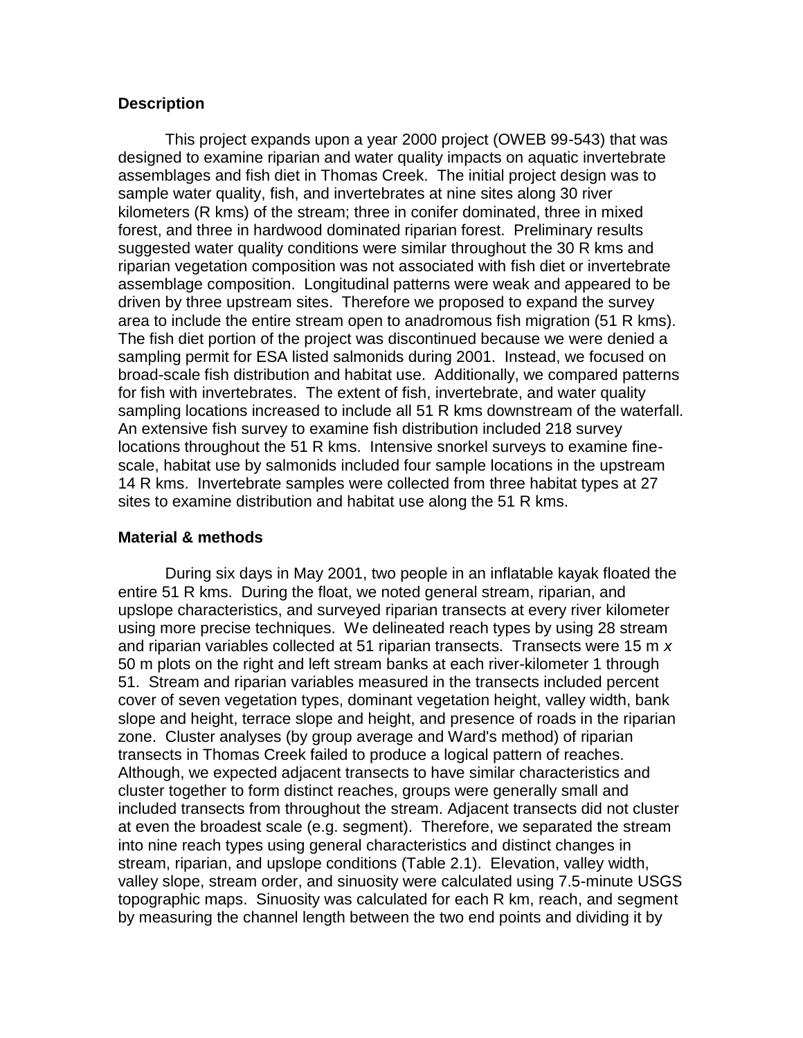## Description

This project expands upon a year 2000 project (OWEB 99-543) that was designed to examine riparian and water quality impacts on aquatic invertebrate assemblages and fish diet in Thomas Creek. The initial project design was to sample water quality, fish, and invertebrates at nine sites along 30 river kilometers (R kms) of the stream; three in conifer dominated, three in mixed forest, and three in hardwood dominated riparian forest. Preliminary results suggested water quality conditions were similar throughout the 30 R kms and riparian vegetation composition was not associated with fish diet or invertebrate assemblage composition. Longitudinal patterns were weak and appeared to be driven by three upstream sites. Therefore we proposed to expand the survey area to include the entire stream open to anadromous fish migration (51 R kms). The fish diet portion of the project was discontinued because we were denied a sampling permit for ESA listed salmonids during 2001. Instead, we focused on broad-scale fish distribution and habitat use. Additionally, we compared patterns for fish with invertebrates. The extent of fish, invertebrate, and water quality sampling locations increased to include all 51 R kms downstream of the waterfall. An extensive fish survey to examine fish distribution included 218 survey locations throughout the 51 R kms. Intensive snorkel surveys to examine fine-scale, habitat use by salmonids included four sample locations in the upstream 14 R kms. Invertebrate samples were collected from three habitat types at 27 sites to examine distribution and habitat use along the 51 R kms.

## Material & methods

During six days in May 2001, two people in an inflatable kayak floated the entire 51 R kms. During the float, we noted general stream, riparian, and upslope characteristics, and surveyed riparian transects at every river kilometer using more precise techniques. We delineated reach types by using 28 stream and riparian variables collected at 51 riparian transects. Transects were 15 m *x* 50 m plots on the right and left stream banks at each river-kilometer 1 through 51. Stream and riparian variables measured in the transects included percent cover of seven vegetation types, dominant vegetation height, valley width, bank slope and height, terrace slope and height, and presence of roads in the riparian zone. Cluster analyses (by group average and Ward's method) of riparian transects in Thomas Creek failed to produce a logical pattern of reaches. Although, we expected adjacent transects to have similar characteristics and cluster together to form distinct reaches, groups were generally small and included transects from throughout the stream. Adjacent transects did not cluster at even the broadest scale (e.g. segment). Therefore, we separated the stream into nine reach types using general characteristics and distinct changes in stream, riparian, and upslope conditions (Table 2.1). Elevation, valley width, valley slope, stream order, and sinuosity were calculated using 7.5-minute USGS topographic maps. Sinuosity was calculated for each R km, reach, and segment by measuring the channel length between the two end points and dividing it by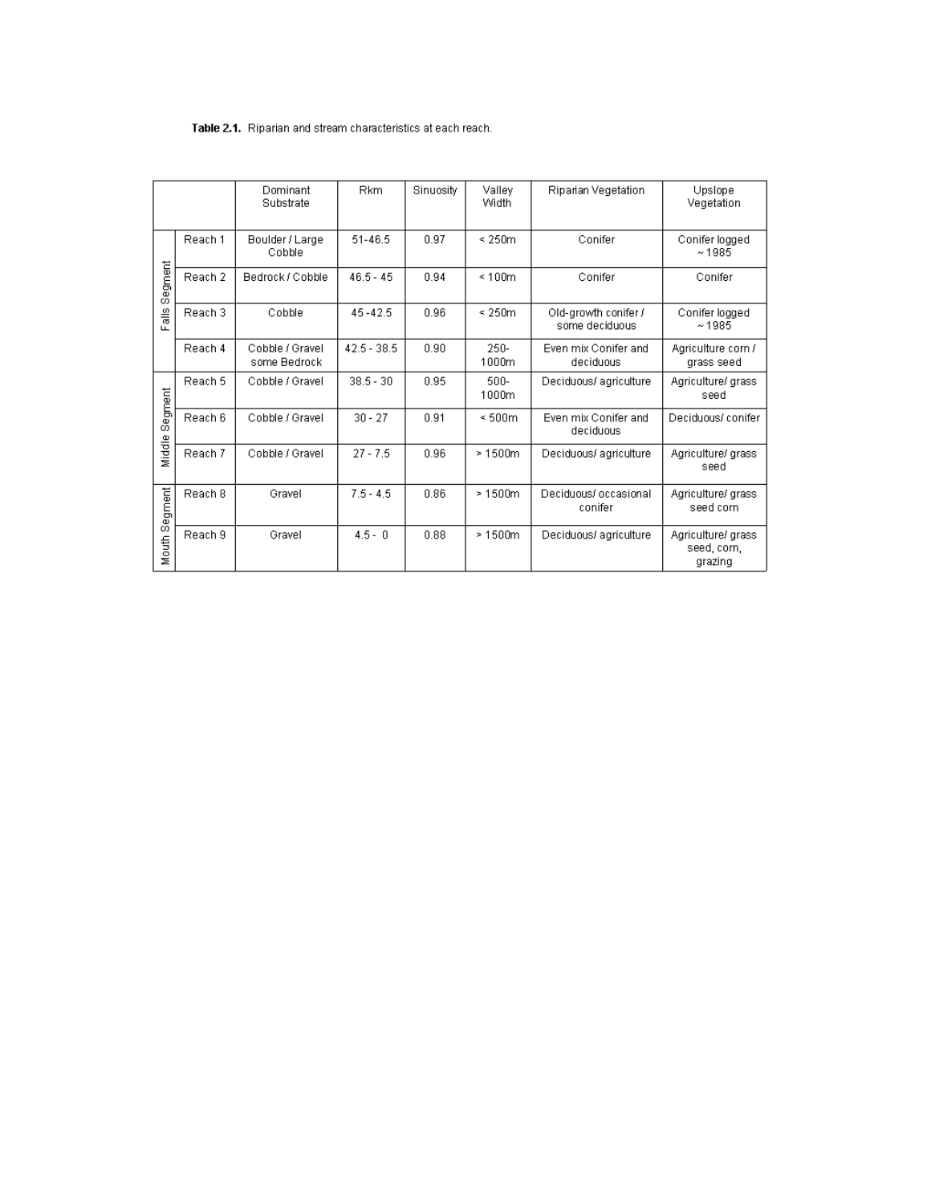**Table 2.1.** Riparian and stream characteristics at each reach.

| | | Dominant Substrate | Rkm | Sinuosity | Valley Width | Riparian Vegetation | Upslope Vegetation |
|---|---|---|---|---|---|---|---|
| Falls Segment | Reach 1 | Boulder / Large Cobble | 51-46.5 | 0.97 | < 250m | Conifer | Conifer logged ~1985 |
| | Reach 2 | Bedrock / Cobble | 46.5 - 45 | 0.94 | < 100m | Conifer | Conifer |
| | Reach 3 | Cobble | 45 -42.5 | 0.96 | < 250m | Old-growth conifer / some deciduous | Conifer logged ~1985 |
| | Reach 4 | Cobble / Gravel some Bedrock | 42.5 - 38.5 | 0.90 | 250-1000m | Even mix Conifer and deciduous | Agriculture corn / grass seed |
| Middle Segment | Reach 5 | Cobble / Gravel | 38.5 - 30 | 0.95 | 500-1000m | Deciduous/ agriculture | Agriculture/ grass seed |
| | Reach 6 | Cobble / Gravel | 30 - 27 | 0.91 | < 500m | Even mix Conifer and deciduous | Deciduous/ conifer |
| | Reach 7 | Cobble / Gravel | 27 - 7.5 | 0.96 | > 1500m | Deciduous/ agriculture | Agriculture/ grass seed |
| Mouth Segment | Reach 8 | Gravel | 7.5 - 4.5 | 0.86 | > 1500m | Deciduous/ occasional conifer | Agriculture/ grass seed corn |
| | Reach 9 | Gravel | 4.5 - 0 | 0.88 | > 1500m | Deciduous/ agriculture | Agriculture/ grass seed, corn, grazing |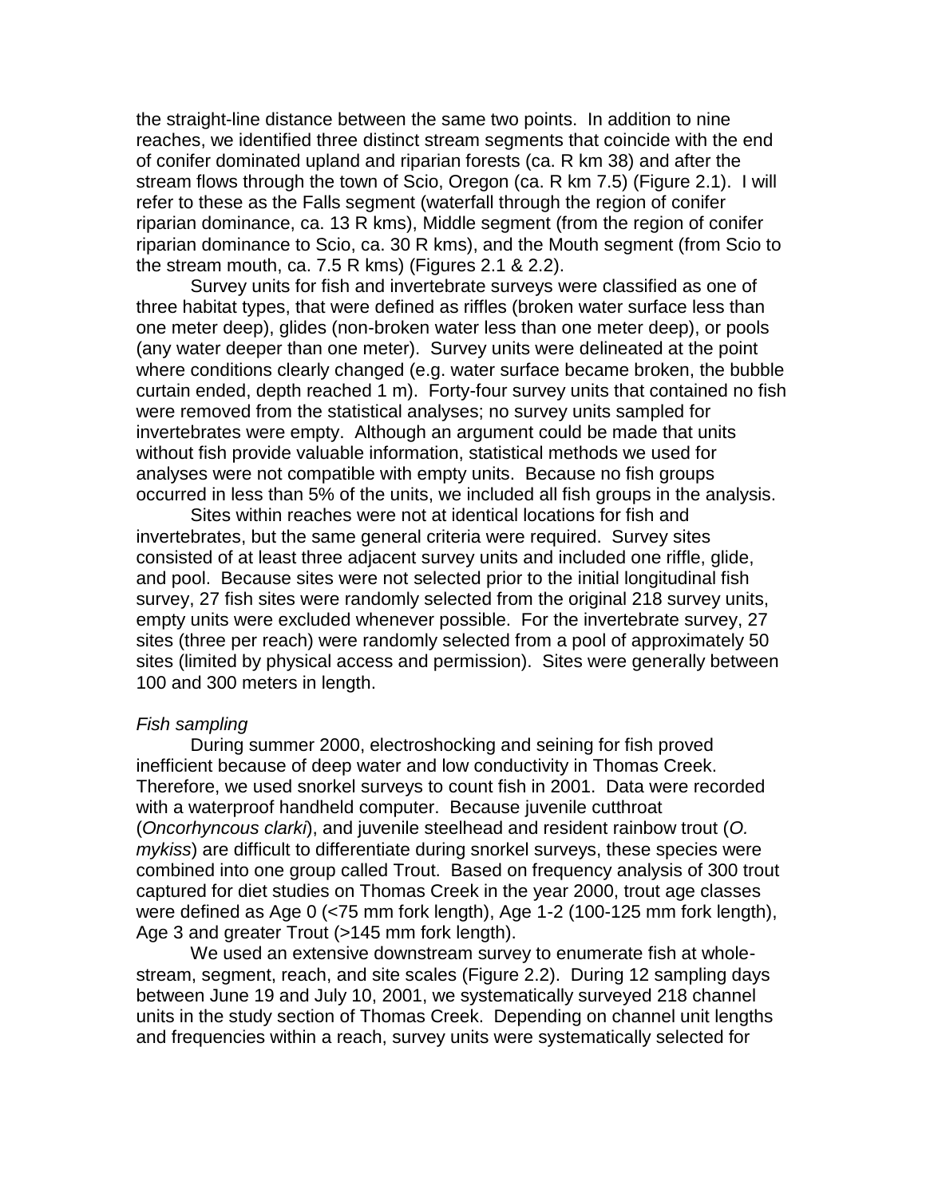the straight-line distance between the same two points. In addition to nine reaches, we identified three distinct stream segments that coincide with the end of conifer dominated upland and riparian forests (ca. R km 38) and after the stream flows through the town of Scio, Oregon (ca. R km 7.5) (Figure 2.1). I will refer to these as the Falls segment (waterfall through the region of conifer riparian dominance, ca. 13 R kms), Middle segment (from the region of conifer riparian dominance to Scio, ca. 30 R kms), and the Mouth segment (from Scio to the stream mouth, ca. 7.5 R kms) (Figures 2.1 & 2.2).

Survey units for fish and invertebrate surveys were classified as one of three habitat types, that were defined as riffles (broken water surface less than one meter deep), glides (non-broken water less than one meter deep), or pools (any water deeper than one meter). Survey units were delineated at the point where conditions clearly changed (e.g. water surface became broken, the bubble curtain ended, depth reached 1 m). Forty-four survey units that contained no fish were removed from the statistical analyses; no survey units sampled for invertebrates were empty. Although an argument could be made that units without fish provide valuable information, statistical methods we used for analyses were not compatible with empty units. Because no fish groups occurred in less than 5% of the units, we included all fish groups in the analysis.

Sites within reaches were not at identical locations for fish and invertebrates, but the same general criteria were required. Survey sites consisted of at least three adjacent survey units and included one riffle, glide, and pool. Because sites were not selected prior to the initial longitudinal fish survey, 27 fish sites were randomly selected from the original 218 survey units, empty units were excluded whenever possible. For the invertebrate survey, 27 sites (three per reach) were randomly selected from a pool of approximately 50 sites (limited by physical access and permission). Sites were generally between 100 and 300 meters in length.

*Fish sampling*

During summer 2000, electroshocking and seining for fish proved inefficient because of deep water and low conductivity in Thomas Creek. Therefore, we used snorkel surveys to count fish in 2001. Data were recorded with a waterproof handheld computer. Because juvenile cutthroat (*Oncorhyncous clarki*), and juvenile steelhead and resident rainbow trout (*O. mykiss*) are difficult to differentiate during snorkel surveys, these species were combined into one group called Trout. Based on frequency analysis of 300 trout captured for diet studies on Thomas Creek in the year 2000, trout age classes were defined as Age 0 (<75 mm fork length), Age 1-2 (100-125 mm fork length), Age 3 and greater Trout (>145 mm fork length).

We used an extensive downstream survey to enumerate fish at whole-stream, segment, reach, and site scales (Figure 2.2). During 12 sampling days between June 19 and July 10, 2001, we systematically surveyed 218 channel units in the study section of Thomas Creek. Depending on channel unit lengths and frequencies within a reach, survey units were systematically selected for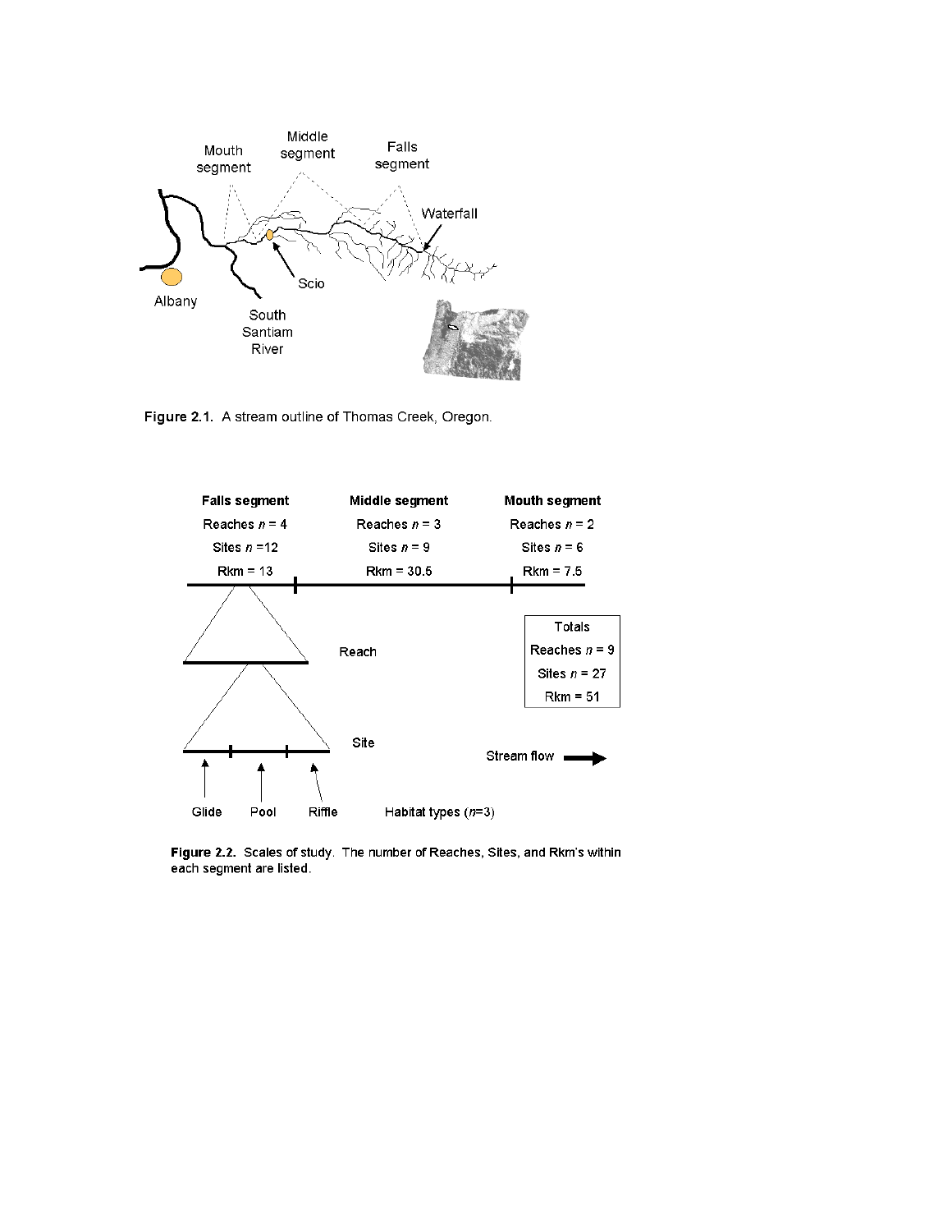**Figure 2.1.** A stream outline of Thomas Creek, Oregon.

**Figure 2.2.** Scales of study. The number of Reaches, Sites, and Rkm's within each segment are listed.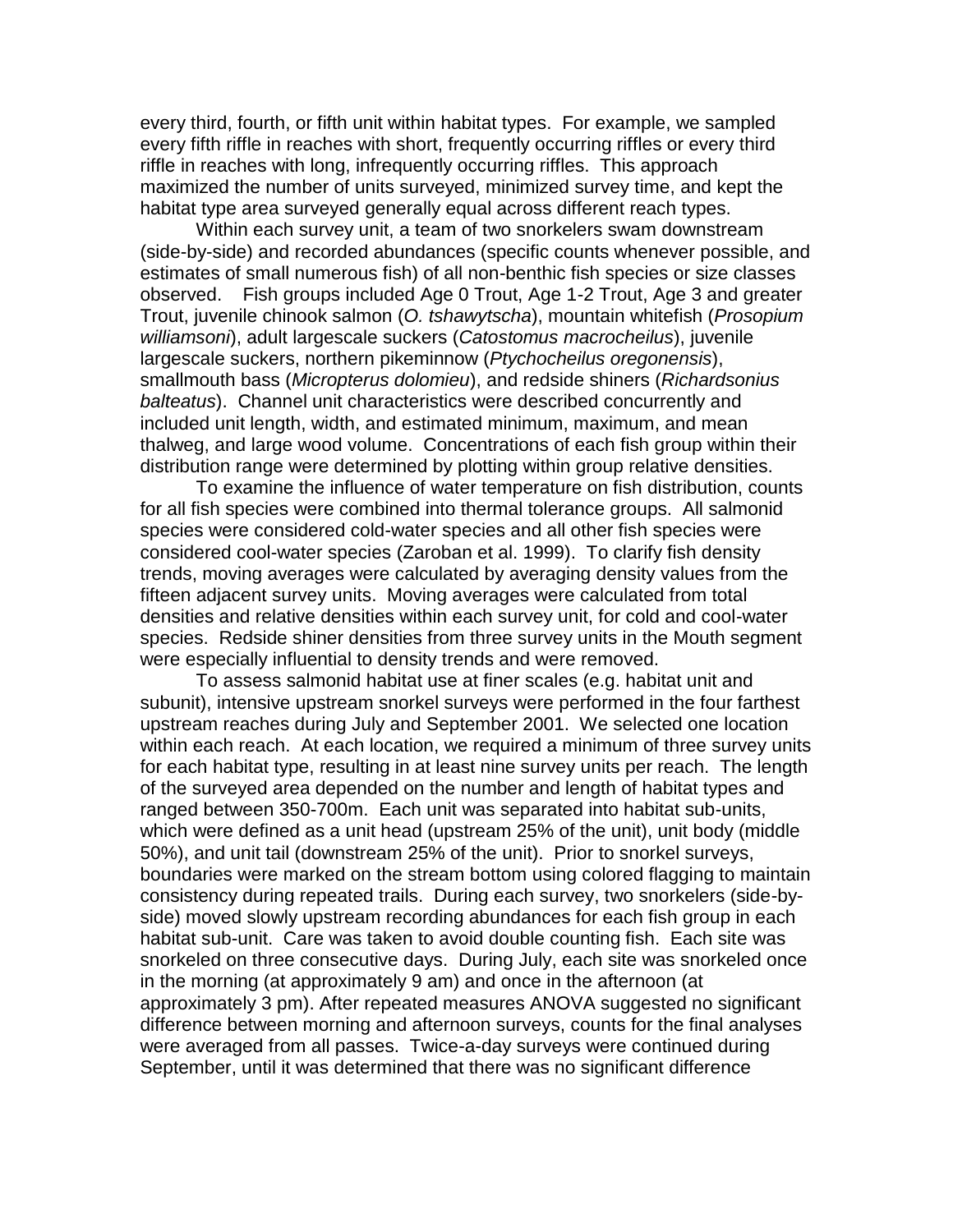every third, fourth, or fifth unit within habitat types. For example, we sampled every fifth riffle in reaches with short, frequently occurring riffles or every third riffle in reaches with long, infrequently occurring riffles. This approach maximized the number of units surveyed, minimized survey time, and kept the habitat type area surveyed generally equal across different reach types.

Within each survey unit, a team of two snorkelers swam downstream (side-by-side) and recorded abundances (specific counts whenever possible, and estimates of small numerous fish) of all non-benthic fish species or size classes observed. Fish groups included Age 0 Trout, Age 1-2 Trout, Age 3 and greater Trout, juvenile chinook salmon (*O. tshawytscha*), mountain whitefish (*Prosopium williamsoni*), adult largescale suckers (*Catostomus macrocheilus*), juvenile largescale suckers, northern pikeminnow (*Ptychocheilus oregonensis*), smallmouth bass (*Micropterus dolomieu*), and redside shiners (*Richardsonius balteatus*). Channel unit characteristics were described concurrently and included unit length, width, and estimated minimum, maximum, and mean thalweg, and large wood volume. Concentrations of each fish group within their distribution range were determined by plotting within group relative densities.

To examine the influence of water temperature on fish distribution, counts for all fish species were combined into thermal tolerance groups. All salmonid species were considered cold-water species and all other fish species were considered cool-water species (Zaroban et al. 1999). To clarify fish density trends, moving averages were calculated by averaging density values from the fifteen adjacent survey units. Moving averages were calculated from total densities and relative densities within each survey unit, for cold and cool-water species. Redside shiner densities from three survey units in the Mouth segment were especially influential to density trends and were removed.

To assess salmonid habitat use at finer scales (e.g. habitat unit and subunit), intensive upstream snorkel surveys were performed in the four farthest upstream reaches during July and September 2001. We selected one location within each reach. At each location, we required a minimum of three survey units for each habitat type, resulting in at least nine survey units per reach. The length of the surveyed area depended on the number and length of habitat types and ranged between 350-700m. Each unit was separated into habitat sub-units, which were defined as a unit head (upstream 25% of the unit), unit body (middle 50%), and unit tail (downstream 25% of the unit). Prior to snorkel surveys, boundaries were marked on the stream bottom using colored flagging to maintain consistency during repeated trails. During each survey, two snorkelers (side-by-side) moved slowly upstream recording abundances for each fish group in each habitat sub-unit. Care was taken to avoid double counting fish. Each site was snorkeled on three consecutive days. During July, each site was snorkeled once in the morning (at approximately 9 am) and once in the afternoon (at approximately 3 pm). After repeated measures ANOVA suggested no significant difference between morning and afternoon surveys, counts for the final analyses were averaged from all passes. Twice-a-day surveys were continued during September, until it was determined that there was no significant difference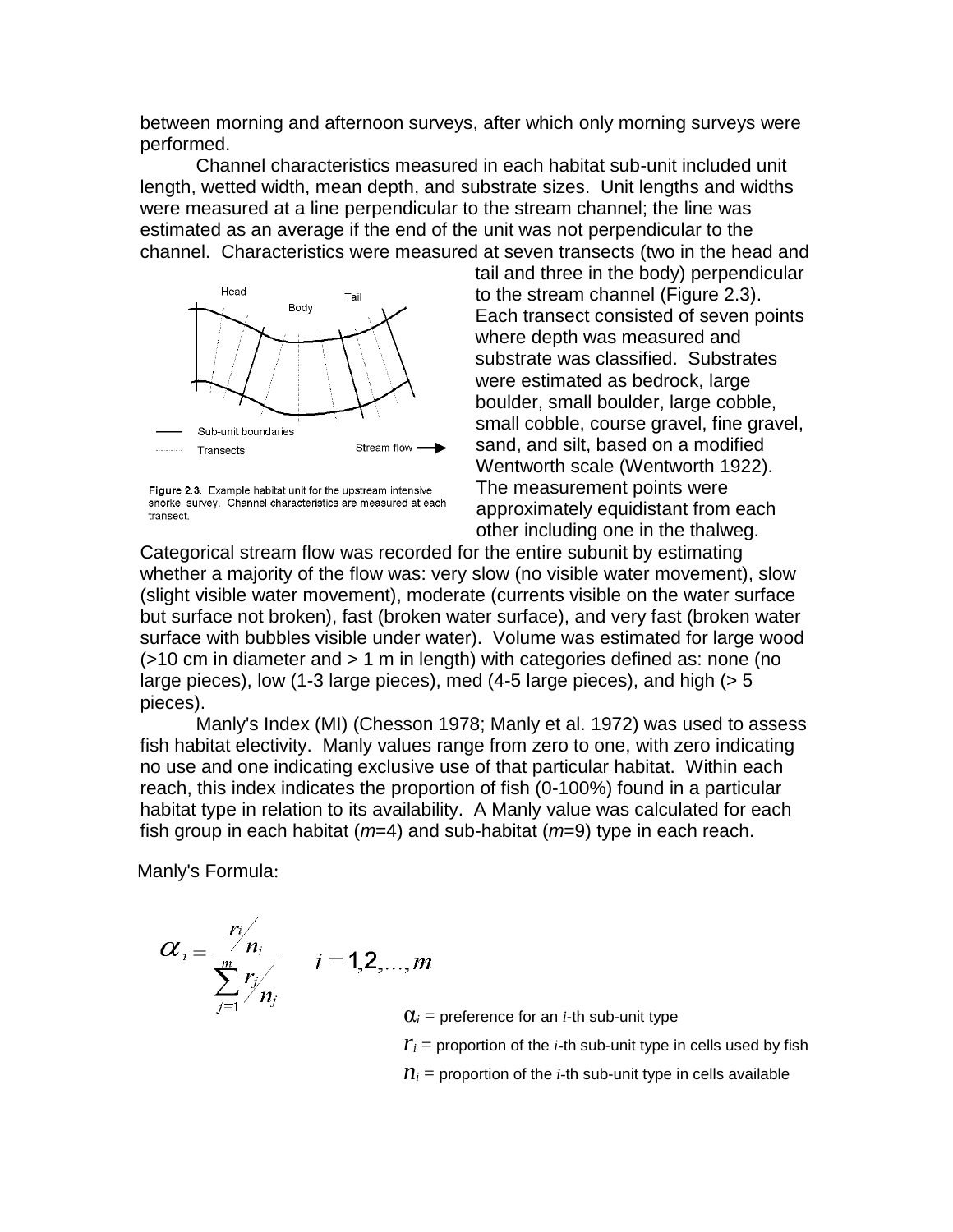between morning and afternoon surveys, after which only morning surveys were performed.

Channel characteristics measured in each habitat sub-unit included unit length, wetted width, mean depth, and substrate sizes. Unit lengths and widths were measured at a line perpendicular to the stream channel; the line was estimated as an average if the end of the unit was not perpendicular to the channel. Characteristics were measured at seven transects (two in the head and tail and three in the body) perpendicular to the stream channel (Figure 2.3). Each transect consisted of seven points where depth was measured and substrate was classified. Substrates were estimated as bedrock, large boulder, small boulder, large cobble, small cobble, course gravel, fine gravel, sand, and silt, based on a modified Wentworth scale (Wentworth 1922). The measurement points were approximately equidistant from each other including one in the thalweg.

**Figure 2.3.** Example habitat unit for the upstream intensive snorkel survey. Channel characteristics are measured at each transect.

Categorical stream flow was recorded for the entire subunit by estimating whether a majority of the flow was: very slow (no visible water movement), slow (slight visible water movement), moderate (currents visible on the water surface but surface not broken), fast (broken water surface), and very fast (broken water surface with bubbles visible under water). Volume was estimated for large wood (>10 cm in diameter and > 1 m in length) with categories defined as: none (no large pieces), low (1-3 large pieces), med (4-5 large pieces), and high (> 5 pieces).

Manly's Index (MI) (Chesson 1978; Manly et al. 1972) was used to assess fish habitat electivity. Manly values range from zero to one, with zero indicating no use and one indicating exclusive use of that particular habitat. Within each reach, this index indicates the proportion of fish (0-100%) found in a particular habitat type in relation to its availability. A Manly value was calculated for each fish group in each habitat ($m$=4) and sub-habitat ($m$=9) type in each reach.

Manly's Formula:

$$\alpha_i = \frac{r_i / n_i}{\sum_{j=1}^{m} r_j / n_j} \qquad i = 1,2,\ldots,m$$

$\alpha_i$ = preference for an $i$-th sub-unit type

$r_i$ = proportion of the $i$-th sub-unit type in cells used by fish

$n_i$ = proportion of the $i$-th sub-unit type in cells available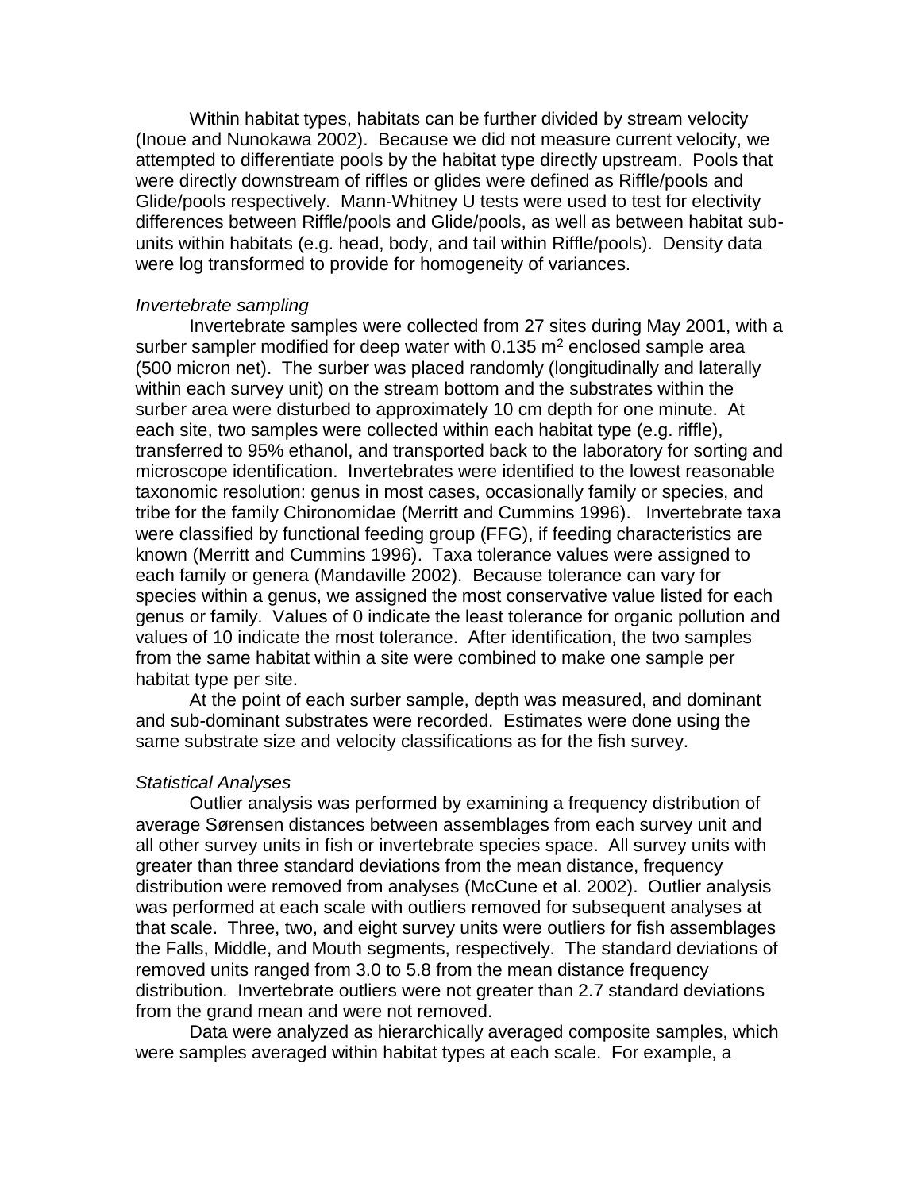Within habitat types, habitats can be further divided by stream velocity (Inoue and Nunokawa 2002). Because we did not measure current velocity, we attempted to differentiate pools by the habitat type directly upstream. Pools that were directly downstream of riffles or glides were defined as Riffle/pools and Glide/pools respectively. Mann-Whitney U tests were used to test for electivity differences between Riffle/pools and Glide/pools, as well as between habitat sub-units within habitats (e.g. head, body, and tail within Riffle/pools). Density data were log transformed to provide for homogeneity of variances.

*Invertebrate sampling*

Invertebrate samples were collected from 27 sites during May 2001, with a surber sampler modified for deep water with 0.135 $m^2$ enclosed sample area (500 micron net). The surber was placed randomly (longitudinally and laterally within each survey unit) on the stream bottom and the substrates within the surber area were disturbed to approximately 10 cm depth for one minute. At each site, two samples were collected within each habitat type (e.g. riffle), transferred to 95% ethanol, and transported back to the laboratory for sorting and microscope identification. Invertebrates were identified to the lowest reasonable taxonomic resolution: genus in most cases, occasionally family or species, and tribe for the family Chironomidae (Merritt and Cummins 1996). Invertebrate taxa were classified by functional feeding group (FFG), if feeding characteristics are known (Merritt and Cummins 1996). Taxa tolerance values were assigned to each family or genera (Mandaville 2002). Because tolerance can vary for species within a genus, we assigned the most conservative value listed for each genus or family. Values of 0 indicate the least tolerance for organic pollution and values of 10 indicate the most tolerance. After identification, the two samples from the same habitat within a site were combined to make one sample per habitat type per site.

At the point of each surber sample, depth was measured, and dominant and sub-dominant substrates were recorded. Estimates were done using the same substrate size and velocity classifications as for the fish survey.

*Statistical Analyses*

Outlier analysis was performed by examining a frequency distribution of average Sørensen distances between assemblages from each survey unit and all other survey units in fish or invertebrate species space. All survey units with greater than three standard deviations from the mean distance, frequency distribution were removed from analyses (McCune et al. 2002). Outlier analysis was performed at each scale with outliers removed for subsequent analyses at that scale. Three, two, and eight survey units were outliers for fish assemblages the Falls, Middle, and Mouth segments, respectively. The standard deviations of removed units ranged from 3.0 to 5.8 from the mean distance frequency distribution. Invertebrate outliers were not greater than 2.7 standard deviations from the grand mean and were not removed.

Data were analyzed as hierarchically averaged composite samples, which were samples averaged within habitat types at each scale. For example, a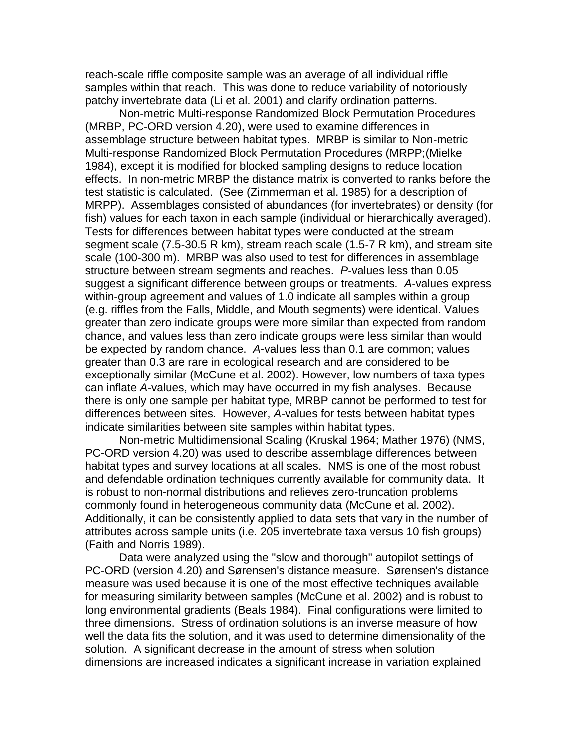reach-scale riffle composite sample was an average of all individual riffle samples within that reach. This was done to reduce variability of notoriously patchy invertebrate data (Li et al. 2001) and clarify ordination patterns.

Non-metric Multi-response Randomized Block Permutation Procedures (MRBP, PC-ORD version 4.20), were used to examine differences in assemblage structure between habitat types. MRBP is similar to Non-metric Multi-response Randomized Block Permutation Procedures (MRPP;(Mielke 1984), except it is modified for blocked sampling designs to reduce location effects. In non-metric MRBP the distance matrix is converted to ranks before the test statistic is calculated. (See (Zimmerman et al. 1985) for a description of MRPP). Assemblages consisted of abundances (for invertebrates) or density (for fish) values for each taxon in each sample (individual or hierarchically averaged). Tests for differences between habitat types were conducted at the stream segment scale (7.5-30.5 R km), stream reach scale (1.5-7 R km), and stream site scale (100-300 m). MRBP was also used to test for differences in assemblage structure between stream segments and reaches. *P*-values less than 0.05 suggest a significant difference between groups or treatments. *A*-values express within-group agreement and values of 1.0 indicate all samples within a group (e.g. riffles from the Falls, Middle, and Mouth segments) were identical. Values greater than zero indicate groups were more similar than expected from random chance, and values less than zero indicate groups were less similar than would be expected by random chance. *A*-values less than 0.1 are common; values greater than 0.3 are rare in ecological research and are considered to be exceptionally similar (McCune et al. 2002). However, low numbers of taxa types can inflate *A*-values, which may have occurred in my fish analyses. Because there is only one sample per habitat type, MRBP cannot be performed to test for differences between sites. However, *A*-values for tests between habitat types indicate similarities between site samples within habitat types.

Non-metric Multidimensional Scaling (Kruskal 1964; Mather 1976) (NMS, PC-ORD version 4.20) was used to describe assemblage differences between habitat types and survey locations at all scales. NMS is one of the most robust and defendable ordination techniques currently available for community data. It is robust to non-normal distributions and relieves zero-truncation problems commonly found in heterogeneous community data (McCune et al. 2002). Additionally, it can be consistently applied to data sets that vary in the number of attributes across sample units (i.e. 205 invertebrate taxa versus 10 fish groups) (Faith and Norris 1989).

Data were analyzed using the "slow and thorough" autopilot settings of PC-ORD (version 4.20) and Sørensen's distance measure. Sørensen's distance measure was used because it is one of the most effective techniques available for measuring similarity between samples (McCune et al. 2002) and is robust to long environmental gradients (Beals 1984). Final configurations were limited to three dimensions. Stress of ordination solutions is an inverse measure of how well the data fits the solution, and it was used to determine dimensionality of the solution. A significant decrease in the amount of stress when solution dimensions are increased indicates a significant increase in variation explained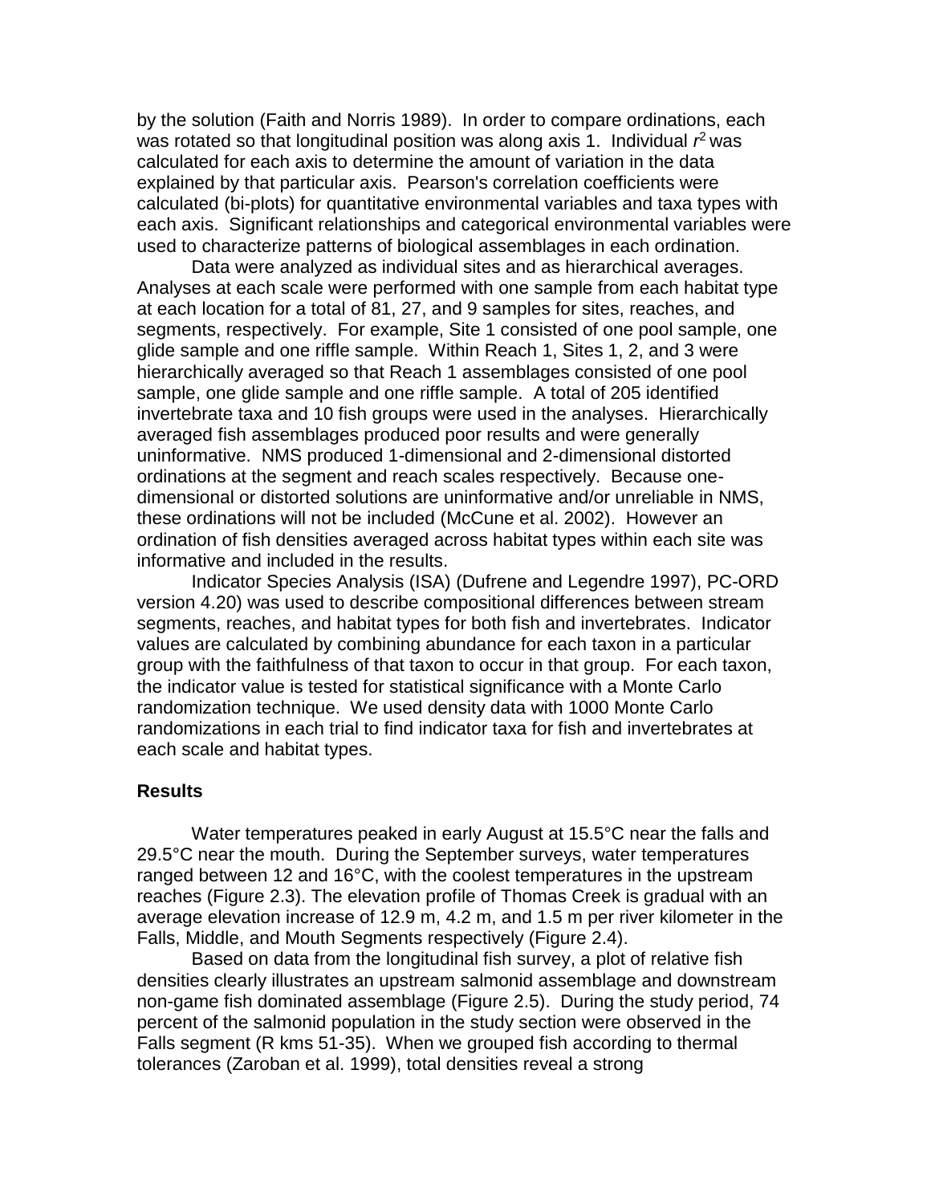by the solution (Faith and Norris 1989). In order to compare ordinations, each was rotated so that longitudinal position was along axis 1. Individual $r^2$ was calculated for each axis to determine the amount of variation in the data explained by that particular axis. Pearson's correlation coefficients were calculated (bi-plots) for quantitative environmental variables and taxa types with each axis. Significant relationships and categorical environmental variables were used to characterize patterns of biological assemblages in each ordination.

Data were analyzed as individual sites and as hierarchical averages. Analyses at each scale were performed with one sample from each habitat type at each location for a total of 81, 27, and 9 samples for sites, reaches, and segments, respectively. For example, Site 1 consisted of one pool sample, one glide sample and one riffle sample. Within Reach 1, Sites 1, 2, and 3 were hierarchically averaged so that Reach 1 assemblages consisted of one pool sample, one glide sample and one riffle sample. A total of 205 identified invertebrate taxa and 10 fish groups were used in the analyses. Hierarchically averaged fish assemblages produced poor results and were generally uninformative. NMS produced 1-dimensional and 2-dimensional distorted ordinations at the segment and reach scales respectively. Because one-dimensional or distorted solutions are uninformative and/or unreliable in NMS, these ordinations will not be included (McCune et al. 2002). However an ordination of fish densities averaged across habitat types within each site was informative and included in the results.

Indicator Species Analysis (ISA) (Dufrene and Legendre 1997), PC-ORD version 4.20) was used to describe compositional differences between stream segments, reaches, and habitat types for both fish and invertebrates. Indicator values are calculated by combining abundance for each taxon in a particular group with the faithfulness of that taxon to occur in that group. For each taxon, the indicator value is tested for statistical significance with a Monte Carlo randomization technique. We used density data with 1000 Monte Carlo randomizations in each trial to find indicator taxa for fish and invertebrates at each scale and habitat types.

### Results

Water temperatures peaked in early August at 15.5°C near the falls and 29.5°C near the mouth. During the September surveys, water temperatures ranged between 12 and 16°C, with the coolest temperatures in the upstream reaches (Figure 2.3). The elevation profile of Thomas Creek is gradual with an average elevation increase of 12.9 m, 4.2 m, and 1.5 m per river kilometer in the Falls, Middle, and Mouth Segments respectively (Figure 2.4).

Based on data from the longitudinal fish survey, a plot of relative fish densities clearly illustrates an upstream salmonid assemblage and downstream non-game fish dominated assemblage (Figure 2.5). During the study period, 74 percent of the salmonid population in the study section were observed in the Falls segment (R kms 51-35). When we grouped fish according to thermal tolerances (Zaroban et al. 1999), total densities reveal a strong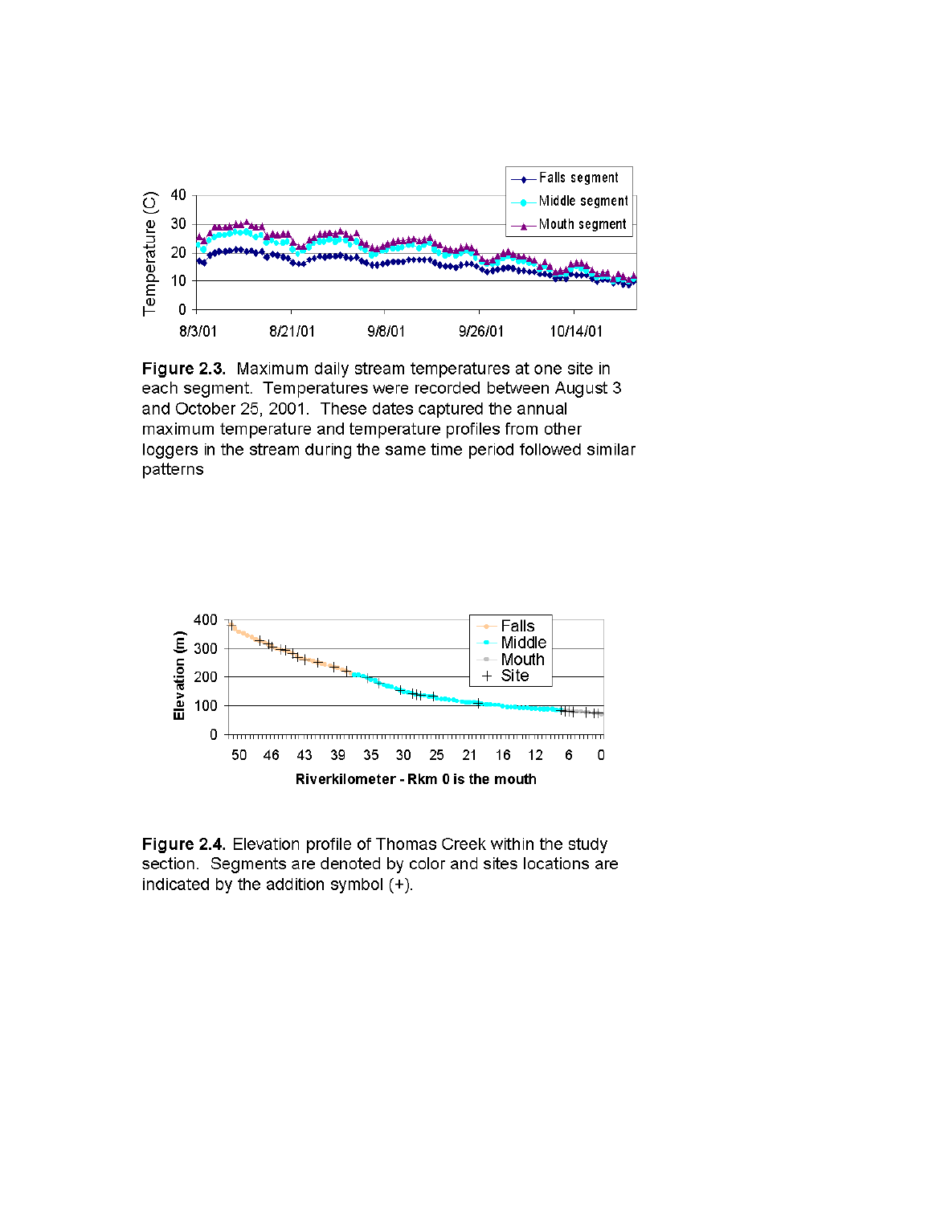**Figure 2.3.** Maximum daily stream temperatures at one site in each segment. Temperatures were recorded between August 3 and October 25, 2001. These dates captured the annual maximum temperature and temperature profiles from other loggers in the stream during the same time period followed similar patterns

**Figure 2.4.** Elevation profile of Thomas Creek within the study section. Segments are denoted by color and sites locations are indicated by the addition symbol (+).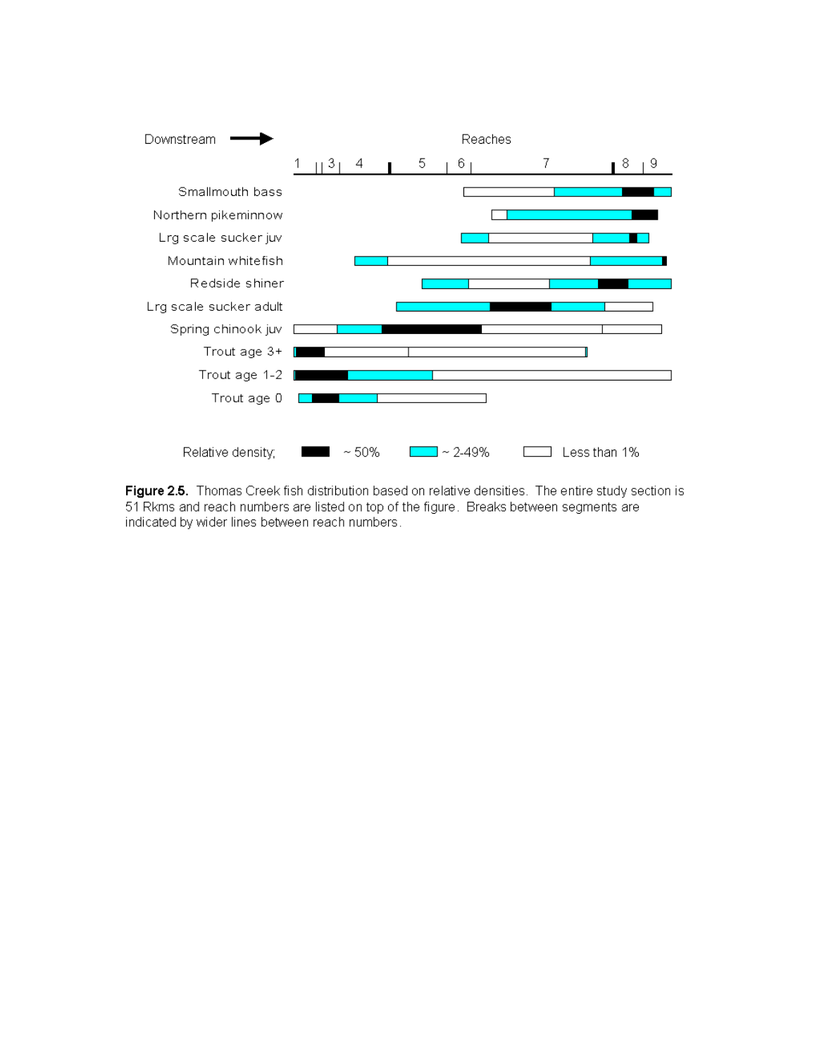Downstream → Reaches

1 | 3 | 4 | 5 | 6 | 7 | 8 | 9

Smallmouth bass

Northern pikeminnow

Lrg scale sucker juv

Mountain whitefish

Redside shiner

Lrg scale sucker adult

Spring chinook juv

Trout age 3+

Trout age 1-2

Trout age 0

Relative density; ~ 50% ~ 2-49% Less than 1%

**Figure 2.5.** Thomas Creek fish distribution based on relative densities. The entire study section is 51 Rkms and reach numbers are listed on top of the figure. Breaks between segments are indicated by wider lines between reach numbers.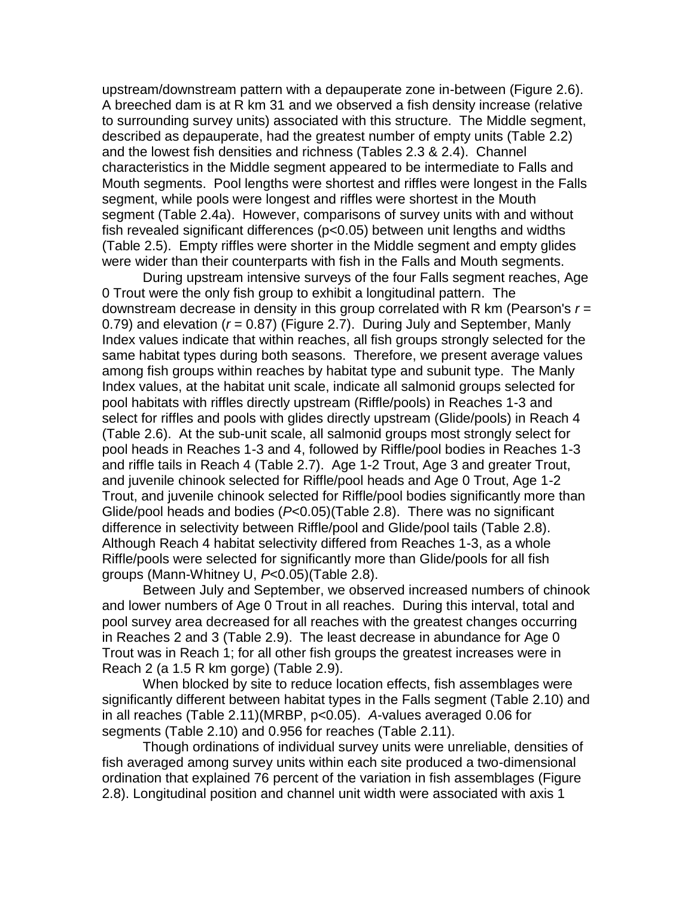upstream/downstream pattern with a depauperate zone in-between (Figure 2.6). A breeched dam is at R km 31 and we observed a fish density increase (relative to surrounding survey units) associated with this structure. The Middle segment, described as depauperate, had the greatest number of empty units (Table 2.2) and the lowest fish densities and richness (Tables 2.3 & 2.4). Channel characteristics in the Middle segment appeared to be intermediate to Falls and Mouth segments. Pool lengths were shortest and riffles were longest in the Falls segment, while pools were longest and riffles were shortest in the Mouth segment (Table 2.4a). However, comparisons of survey units with and without fish revealed significant differences ($p<0.05$) between unit lengths and widths (Table 2.5). Empty riffles were shorter in the Middle segment and empty glides were wider than their counterparts with fish in the Falls and Mouth segments.

During upstream intensive surveys of the four Falls segment reaches, Age 0 Trout were the only fish group to exhibit a longitudinal pattern. The downstream decrease in density in this group correlated with R km (Pearson's $r$ = 0.79) and elevation ($r$ = 0.87) (Figure 2.7). During July and September, Manly Index values indicate that within reaches, all fish groups strongly selected for the same habitat types during both seasons. Therefore, we present average values among fish groups within reaches by habitat type and subunit type. The Manly Index values, at the habitat unit scale, indicate all salmonid groups selected for pool habitats with riffles directly upstream (Riffle/pools) in Reaches 1-3 and select for riffles and pools with glides directly upstream (Glide/pools) in Reach 4 (Table 2.6). At the sub-unit scale, all salmonid groups most strongly select for pool heads in Reaches 1-3 and 4, followed by Riffle/pool bodies in Reaches 1-3 and riffle tails in Reach 4 (Table 2.7). Age 1-2 Trout, Age 3 and greater Trout, and juvenile chinook selected for Riffle/pool heads and Age 0 Trout, Age 1-2 Trout, and juvenile chinook selected for Riffle/pool bodies significantly more than Glide/pool heads and bodies ($P<0.05$)(Table 2.8). There was no significant difference in selectivity between Riffle/pool and Glide/pool tails (Table 2.8). Although Reach 4 habitat selectivity differed from Reaches 1-3, as a whole Riffle/pools were selected for significantly more than Glide/pools for all fish groups (Mann-Whitney U, $P<0.05$)(Table 2.8).

Between July and September, we observed increased numbers of chinook and lower numbers of Age 0 Trout in all reaches. During this interval, total and pool survey area decreased for all reaches with the greatest changes occurring in Reaches 2 and 3 (Table 2.9). The least decrease in abundance for Age 0 Trout was in Reach 1; for all other fish groups the greatest increases were in Reach 2 (a 1.5 R km gorge) (Table 2.9).

When blocked by site to reduce location effects, fish assemblages were significantly different between habitat types in the Falls segment (Table 2.10) and in all reaches (Table 2.11)(MRBP, $p<0.05$). $A$-values averaged 0.06 for segments (Table 2.10) and 0.956 for reaches (Table 2.11).

Though ordinations of individual survey units were unreliable, densities of fish averaged among survey units within each site produced a two-dimensional ordination that explained 76 percent of the variation in fish assemblages (Figure 2.8). Longitudinal position and channel unit width were associated with axis 1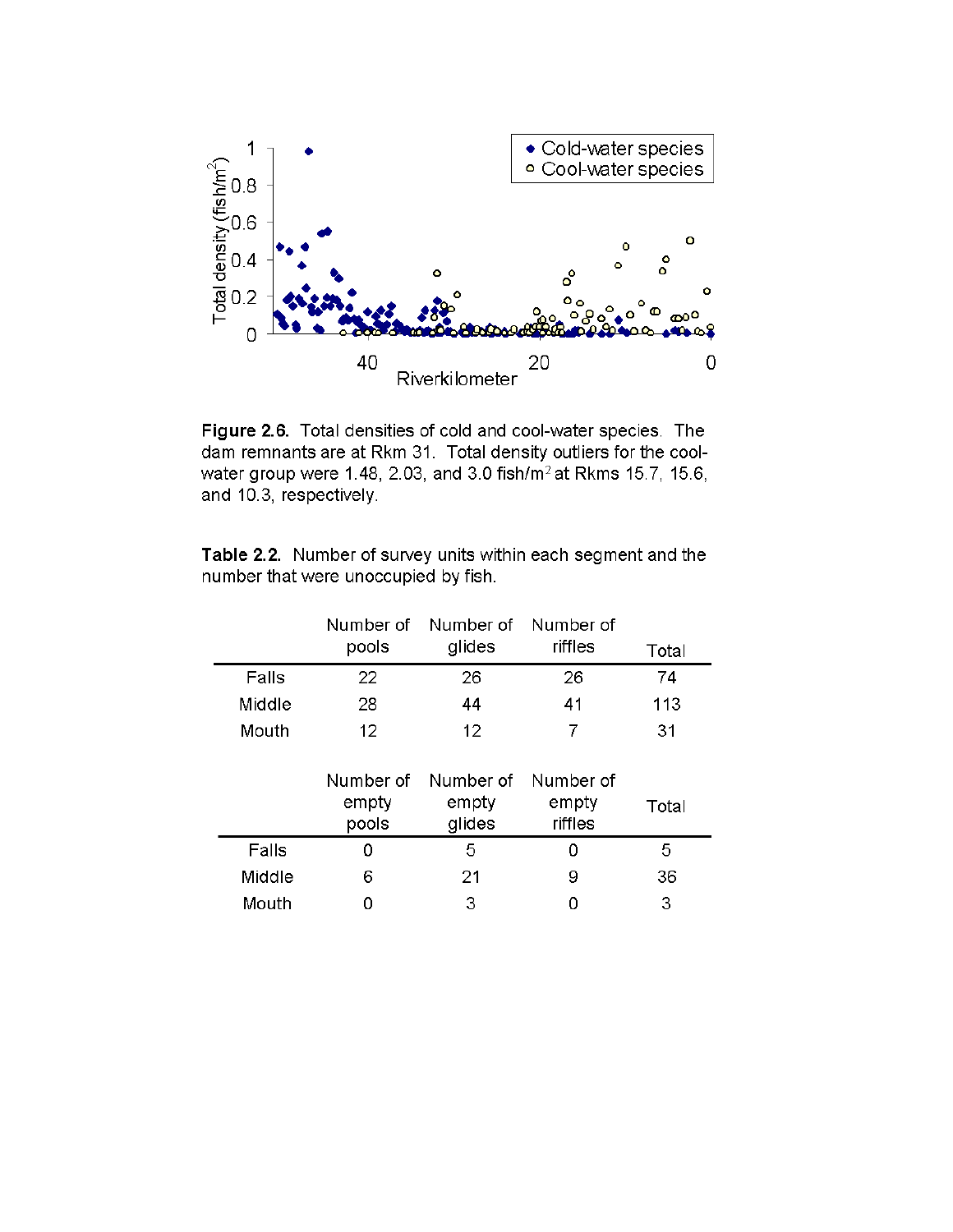**Figure 2.6.** Total densities of cold and cool-water species. The dam remnants are at Rkm 31. Total density outliers for the cool-water group were 1.48, 2.03, and 3.0 fish/m$^2$ at Rkms 15.7, 15.6, and 10.3, respectively.

**Table 2.2.** Number of survey units within each segment and the number that were unoccupied by fish.

| | Number of pools | Number of glides | Number of riffles | Total |
|---|---|---|---|---|
| Falls | 22 | 26 | 26 | 74 |
| Middle | 28 | 44 | 41 | 113 |
| Mouth | 12 | 12 | 7 | 31 |

| | Number of empty pools | Number of empty glides | Number of empty riffles | Total |
|---|---|---|---|---|
| Falls | 0 | 5 | 0 | 5 |
| Middle | 6 | 21 | 9 | 36 |
| Mouth | 0 | 3 | 0 | 3 |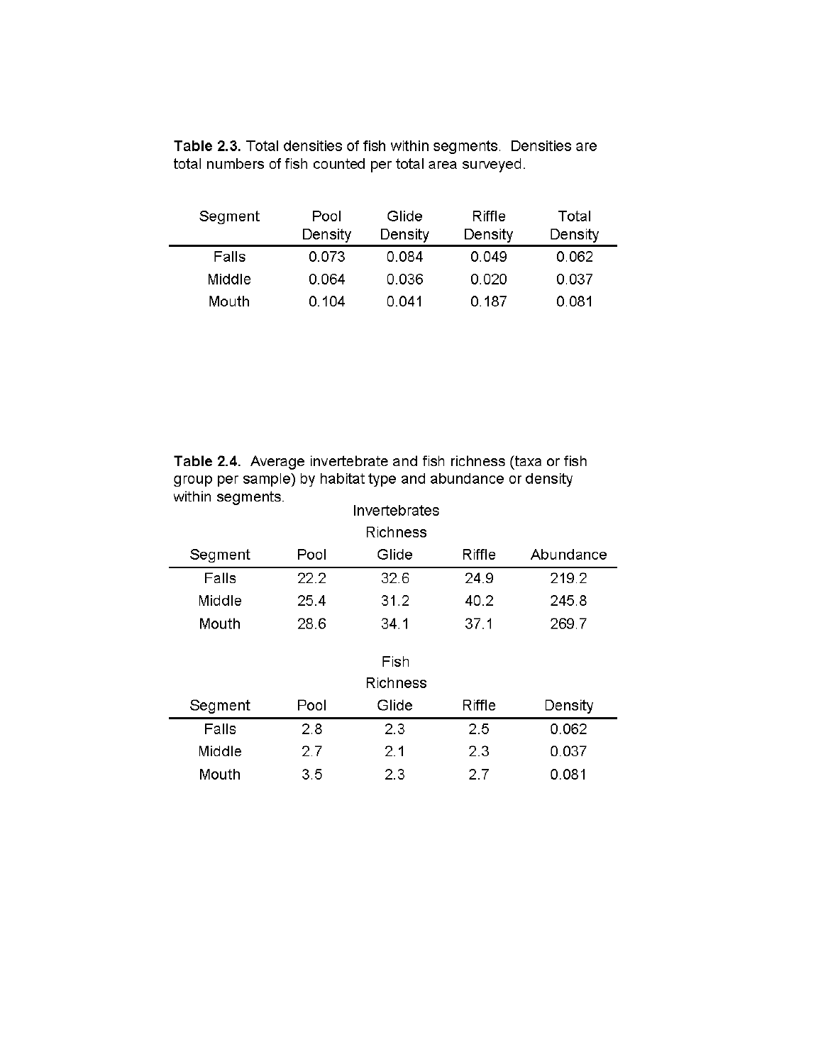**Table 2.3.** Total densities of fish within segments. Densities are total numbers of fish counted per total area surveyed.

| Segment | Pool Density | Glide Density | Riffle Density | Total Density |
|---|---|---|---|---|
| Falls | 0.073 | 0.084 | 0.049 | 0.062 |
| Middle | 0.064 | 0.036 | 0.020 | 0.037 |
| Mouth | 0.104 | 0.041 | 0.187 | 0.081 |

**Table 2.4.** Average invertebrate and fish richness (taxa or fish group per sample) by habitat type and abundance or density within segments.

| | Invertebrates Richness | | | |
|---|---|---|---|---|
| Segment | Pool | Glide | Riffle | Abundance |
| Falls | 22.2 | 32.6 | 24.9 | 219.2 |
| Middle | 25.4 | 31.2 | 40.2 | 245.8 |
| Mouth | 28.6 | 34.1 | 37.1 | 269.7 |

| | Fish Richness | | | |
|---|---|---|---|---|
| Segment | Pool | Glide | Riffle | Density |
| Falls | 2.8 | 2.3 | 2.5 | 0.062 |
| Middle | 2.7 | 2.1 | 2.3 | 0.037 |
| Mouth | 3.5 | 2.3 | 2.7 | 0.081 |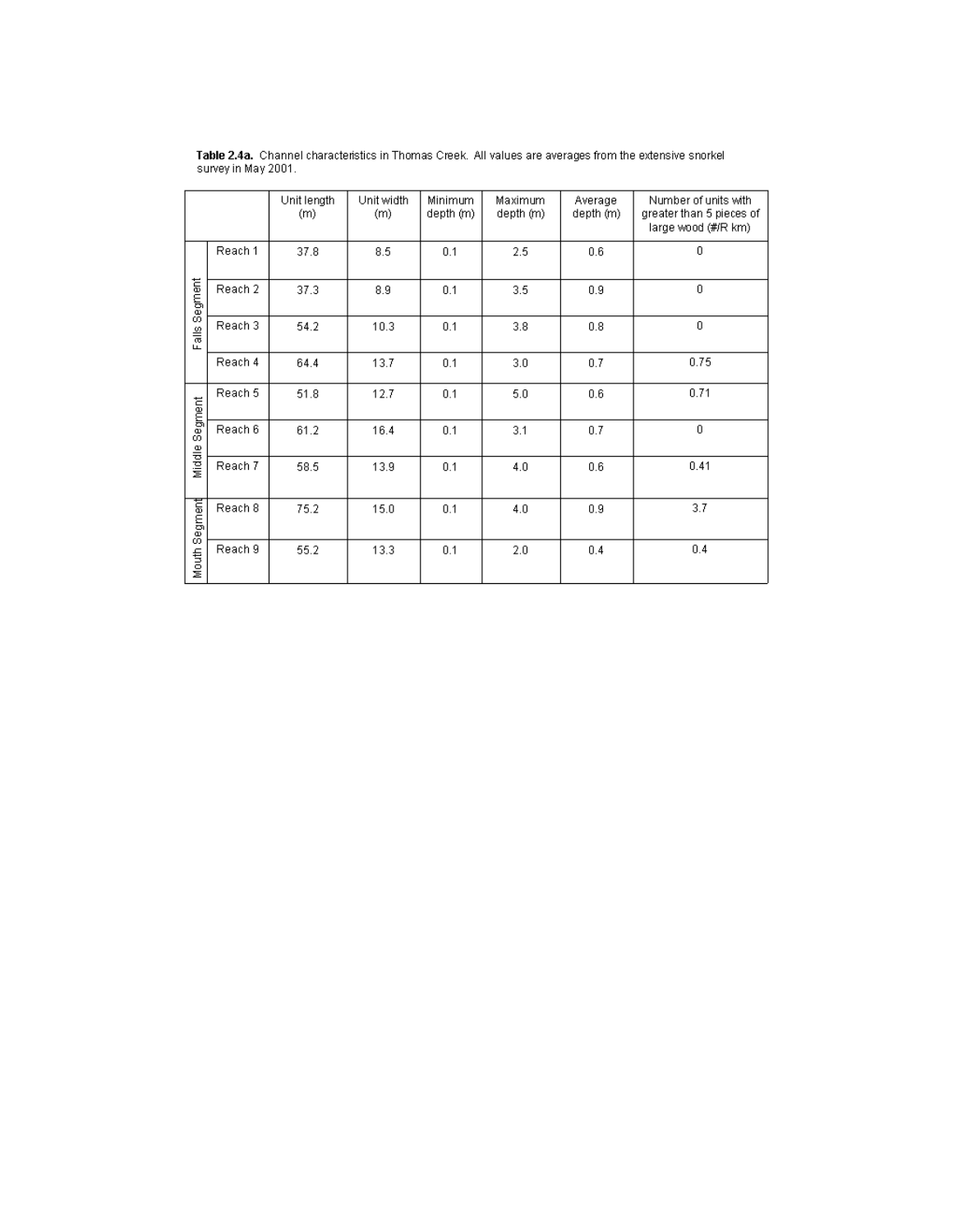**Table 2.4a.** Channel characteristics in Thomas Creek. All values are averages from the extensive snorkel survey in May 2001.

| | | Unit length (m) | Unit width (m) | Minimum depth (m) | Maximum depth (m) | Average depth (m) | Number of units with greater than 5 pieces of large wood (#/R km) |
|---|---|---|---|---|---|---|---|
| Falls Segment | Reach 1 | 37.8 | 8.5 | 0.1 | 2.5 | 0.6 | 0 |
| | Reach 2 | 37.3 | 8.9 | 0.1 | 3.5 | 0.9 | 0 |
| | Reach 3 | 54.2 | 10.3 | 0.1 | 3.8 | 0.8 | 0 |
| | Reach 4 | 64.4 | 13.7 | 0.1 | 3.0 | 0.7 | 0.75 |
| Middle Segment | Reach 5 | 51.8 | 12.7 | 0.1 | 5.0 | 0.6 | 0.71 |
| | Reach 6 | 61.2 | 16.4 | 0.1 | 3.1 | 0.7 | 0 |
| | Reach 7 | 58.5 | 13.9 | 0.1 | 4.0 | 0.6 | 0.41 |
| Mouth Segment | Reach 8 | 75.2 | 15.0 | 0.1 | 4.0 | 0.9 | 3.7 |
| | Reach 9 | 55.2 | 13.3 | 0.1 | 2.0 | 0.4 | 0.4 |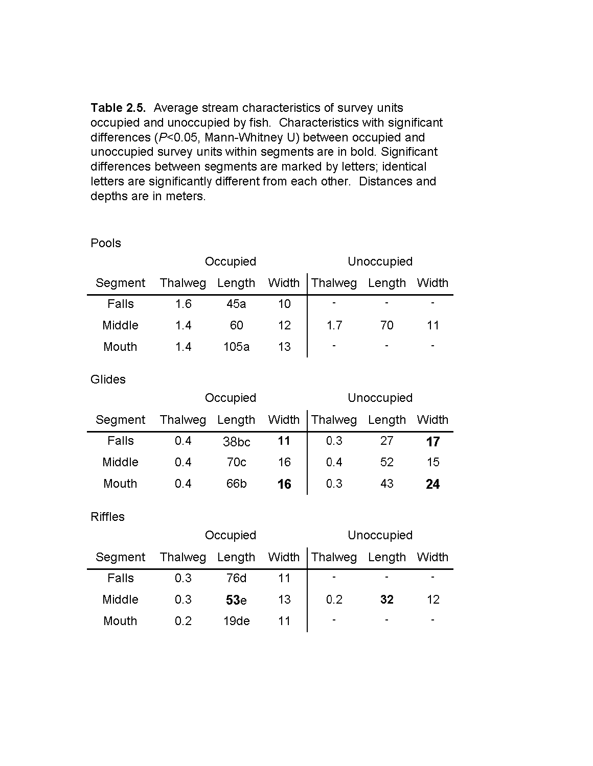**Table 2.5.** Average stream characteristics of survey units occupied and unoccupied by fish. Characteristics with significant differences ($P<0.05$, Mann-Whitney U) between occupied and unoccupied survey units within segments are in bold. Significant differences between segments are marked by letters; identical letters are significantly different from each other. Distances and depths are in meters.

Pools

| | Occupied | | | Unoccupied | | |
|---|---|---|---|---|---|---|
| Segment | Thalweg | Length | Width | Thalweg | Length | Width |
| Falls | 1.6 | 45a | 10 | - | - | - |
| Middle | 1.4 | 60 | 12 | 1.7 | 70 | 11 |
| Mouth | 1.4 | 105a | 13 | - | - | - |

Glides

| | Occupied | | | Unoccupied | | |
|---|---|---|---|---|---|---|
| Segment | Thalweg | Length | Width | Thalweg | Length | Width |
| Falls | 0.4 | 38bc | **11** | 0.3 | 27 | **17** |
| Middle | 0.4 | 70c | 16 | 0.4 | 52 | 15 |
| Mouth | 0.4 | 66b | **16** | 0.3 | 43 | **24** |

Riffles

| | Occupied | | | Unoccupied | | |
|---|---|---|---|---|---|---|
| Segment | Thalweg | Length | Width | Thalweg | Length | Width |
| Falls | 0.3 | 76d | 11 | - | - | - |
| Middle | 0.3 | **53**e | 13 | 0.2 | **32** | 12 |
| Mouth | 0.2 | 19de | 11 | - | - | - |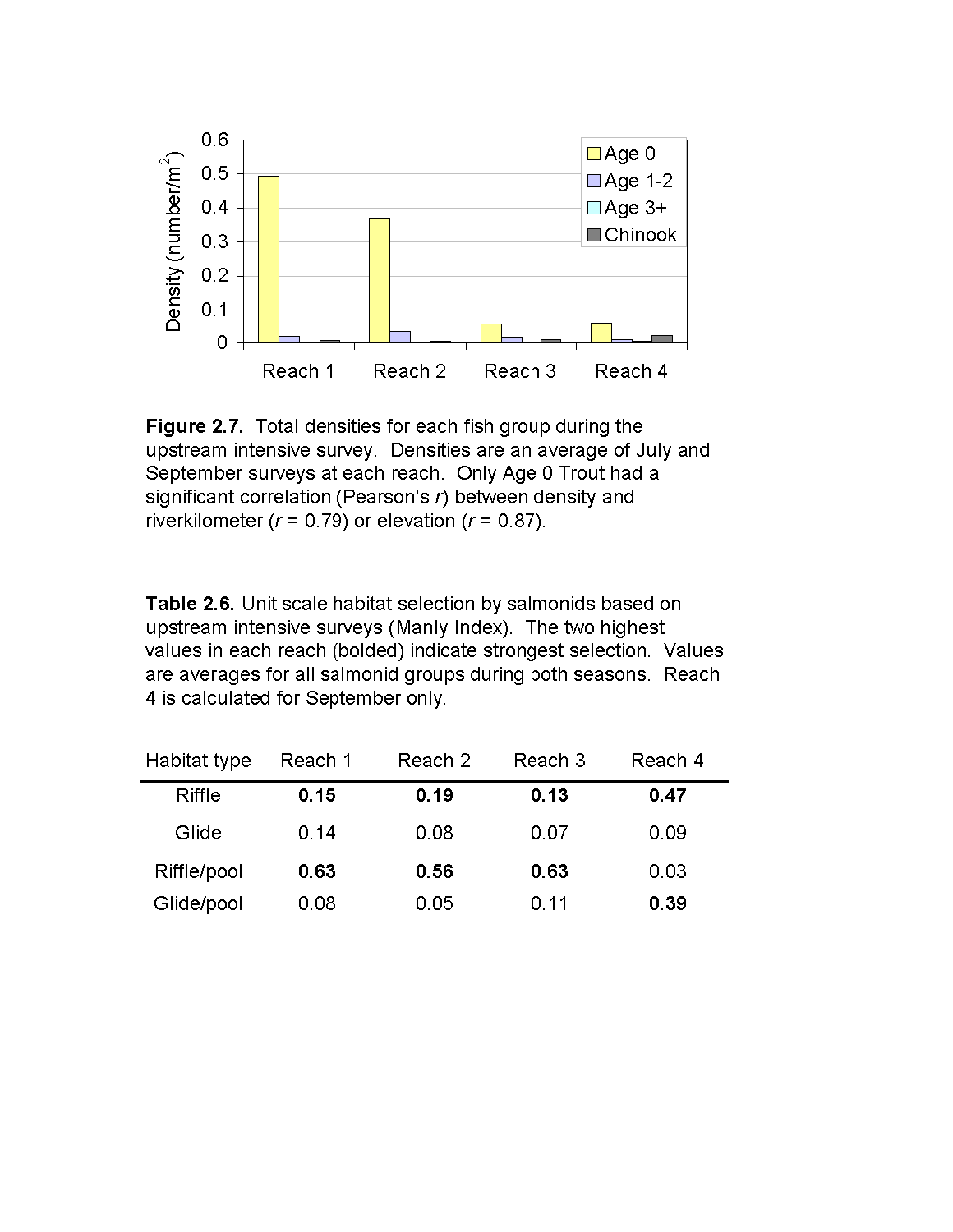**Figure 2.7.** Total densities for each fish group during the upstream intensive survey. Densities are an average of July and September surveys at each reach. Only Age 0 Trout had a significant correlation (Pearson's *r*) between density and riverkilometer (*r* = 0.79) or elevation (*r* = 0.87).

**Table 2.6.** Unit scale habitat selection by salmonids based on upstream intensive surveys (Manly Index). The two highest values in each reach (bolded) indicate strongest selection. Values are averages for all salmonid groups during both seasons. Reach 4 is calculated for September only.

| Habitat type | Reach 1 | Reach 2 | Reach 3 | Reach 4 |
|---|---|---|---|---|
| Riffle | **0.15** | **0.19** | **0.13** | **0.47** |
| Glide | 0.14 | 0.08 | 0.07 | 0.09 |
| Riffle/pool | **0.63** | **0.56** | **0.63** | 0.03 |
| Glide/pool | 0.08 | 0.05 | 0.11 | **0.39** |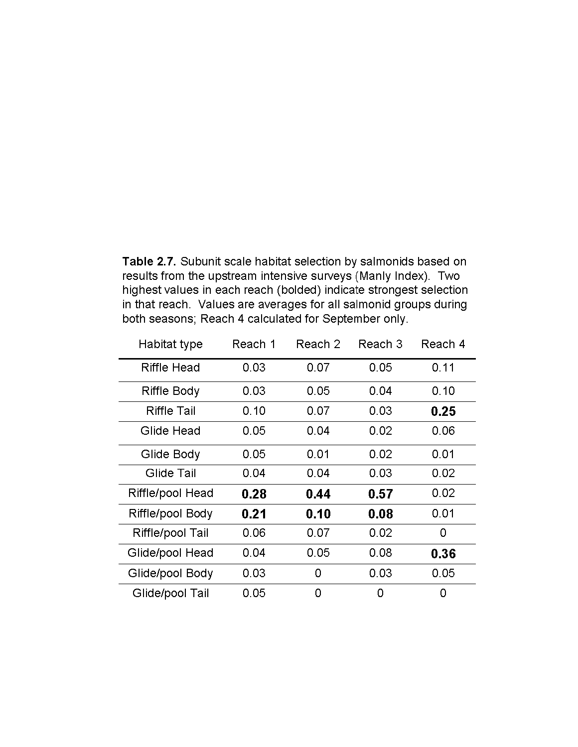**Table 2.7.** Subunit scale habitat selection by salmonids based on results from the upstream intensive surveys (Manly Index). Two highest values in each reach (bolded) indicate strongest selection in that reach. Values are averages for all salmonid groups during both seasons; Reach 4 calculated for September only.

| Habitat type | Reach 1 | Reach 2 | Reach 3 | Reach 4 |
|---|---|---|---|---|
| Riffle Head | 0.03 | 0.07 | 0.05 | 0.11 |
| Riffle Body | 0.03 | 0.05 | 0.04 | 0.10 |
| Riffle Tail | 0.10 | 0.07 | 0.03 | **0.25** |
| Glide Head | 0.05 | 0.04 | 0.02 | 0.06 |
| Glide Body | 0.05 | 0.01 | 0.02 | 0.01 |
| Glide Tail | 0.04 | 0.04 | 0.03 | 0.02 |
| Riffle/pool Head | **0.28** | **0.44** | **0.57** | 0.02 |
| Riffle/pool Body | **0.21** | **0.10** | **0.08** | 0.01 |
| Riffle/pool Tail | 0.06 | 0.07 | 0.02 | 0 |
| Glide/pool Head | 0.04 | 0.05 | 0.08 | **0.36** |
| Glide/pool Body | 0.03 | 0 | 0.03 | 0.05 |
| Glide/pool Tail | 0.05 | 0 | 0 | 0 |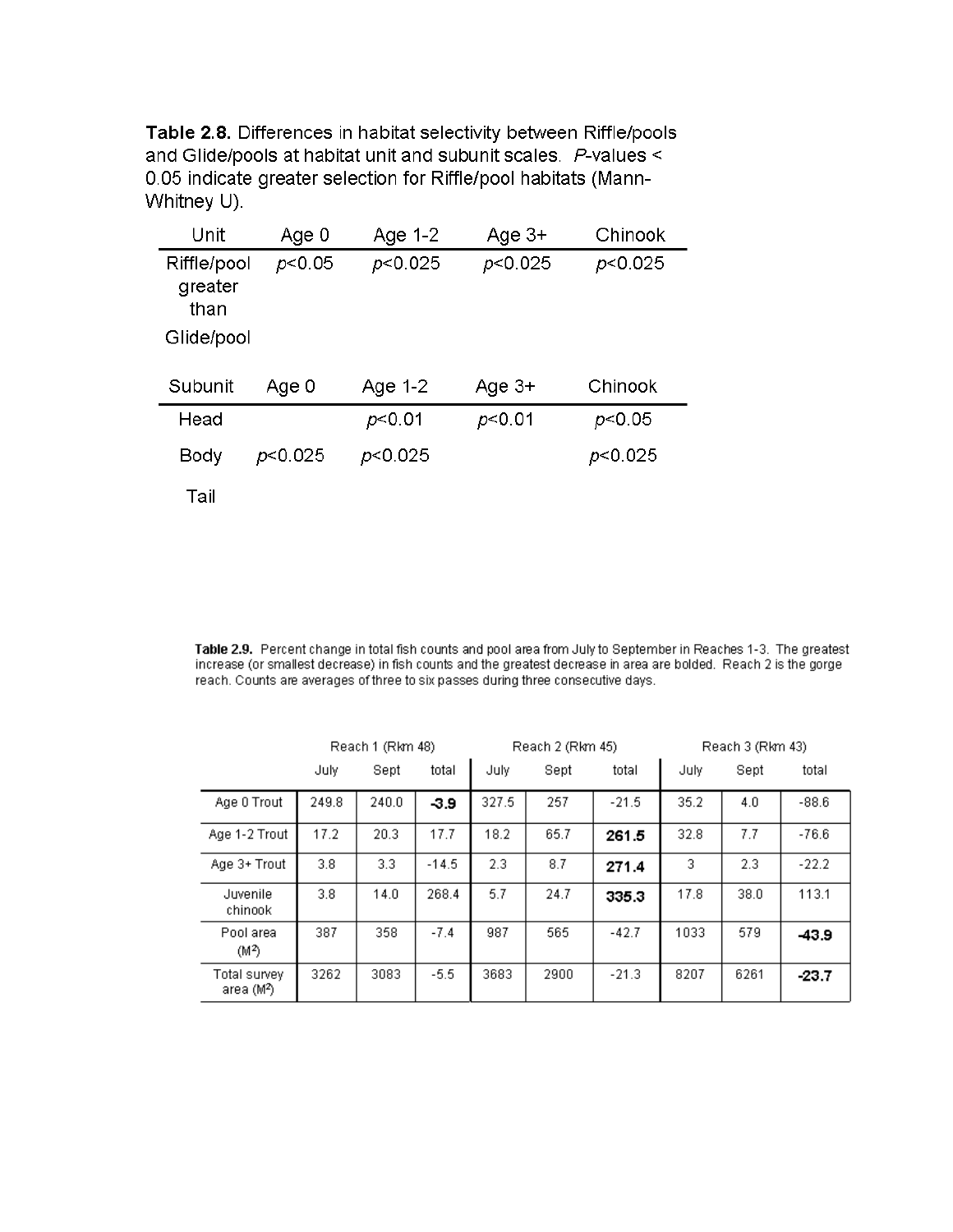**Table 2.8.** Differences in habitat selectivity between Riffle/pools and Glide/pools at habitat unit and subunit scales. *P*-values < 0.05 indicate greater selection for Riffle/pool habitats (Mann-Whitney U).

| Unit | Age 0 | Age 1-2 | Age 3+ | Chinook |
|---|---|---|---|---|
| Riffle/pool greater than Glide/pool | $p<0.05$ | $p<0.025$ | $p<0.025$ | $p<0.025$ |

| Subunit | Age 0 | Age 1-2 | Age 3+ | Chinook |
|---|---|---|---|---|
| Head | | $p<0.01$ | $p<0.01$ | $p<0.05$ |
| Body | $p<0.025$ | $p<0.025$ | | $p<0.025$ |
| Tail | | | | |

**Table 2.9.** Percent change in total fish counts and pool area from July to September in Reaches 1-3. The greatest increase (or smallest decrease) in fish counts and the greatest decrease in area are bolded. Reach 2 is the gorge reach. Counts are averages of three to six passes during three consecutive days.

| | Reach 1 (Rkm 48) | | | Reach 2 (Rkm 45) | | | Reach 3 (Rkm 43) | | |
|---|---|---|---|---|---|---|---|---|---|
| | July | Sept | total | July | Sept | total | July | Sept | total |
| Age 0 Trout | 249.8 | 240.0 | **-3.9** | 327.5 | 257 | -21.5 | 35.2 | 4.0 | -88.6 |
| Age 1-2 Trout | 17.2 | 20.3 | 17.7 | 18.2 | 65.7 | **261.5** | 32.8 | 7.7 | -76.6 |
| Age 3+ Trout | 3.8 | 3.3 | -14.5 | 2.3 | 8.7 | **271.4** | 3 | 2.3 | -22.2 |
| Juvenile chinook | 3.8 | 14.0 | 268.4 | 5.7 | 24.7 | **335.3** | 17.8 | 38.0 | 113.1 |
| Pool area ($M^2$) | 387 | 358 | -7.4 | 987 | 565 | -42.7 | 1033 | 579 | **-43.9** |
| Total survey area ($M^2$) | 3262 | 3083 | -5.5 | 3683 | 2900 | -21.3 | 8207 | 6261 | **-23.7** |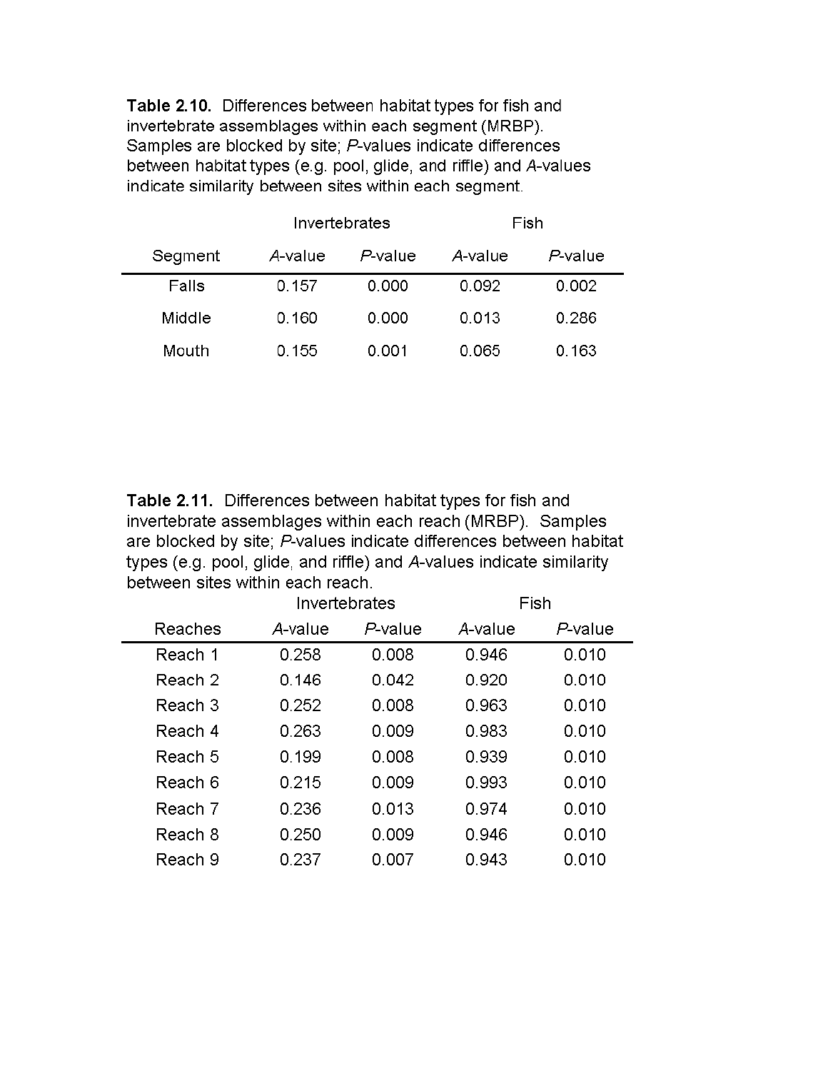**Table 2.10.** Differences between habitat types for fish and invertebrate assemblages within each segment (MRBP). Samples are blocked by site; *P*-values indicate differences between habitat types (e.g. pool, glide, and riffle) and *A*-values indicate similarity between sites within each segment.

| | Invertebrates | | Fish | |
|---|---|---|---|---|
| Segment | *A*-value | *P*-value | *A*-value | *P*-value |
| Falls | 0.157 | 0.000 | 0.092 | 0.002 |
| Middle | 0.160 | 0.000 | 0.013 | 0.286 |
| Mouth | 0.155 | 0.001 | 0.065 | 0.163 |

**Table 2.11.** Differences between habitat types for fish and invertebrate assemblages within each reach (MRBP). Samples are blocked by site; *P*-values indicate differences between habitat types (e.g. pool, glide, and riffle) and *A*-values indicate similarity between sites within each reach.

| | Invertebrates | | Fish | |
|---|---|---|---|---|
| Reaches | *A*-value | *P*-value | *A*-value | *P*-value |
| Reach 1 | 0.258 | 0.008 | 0.946 | 0.010 |
| Reach 2 | 0.146 | 0.042 | 0.920 | 0.010 |
| Reach 3 | 0.252 | 0.008 | 0.963 | 0.010 |
| Reach 4 | 0.263 | 0.009 | 0.983 | 0.010 |
| Reach 5 | 0.199 | 0.008 | 0.939 | 0.010 |
| Reach 6 | 0.215 | 0.009 | 0.993 | 0.010 |
| Reach 7 | 0.236 | 0.013 | 0.974 | 0.010 |
| Reach 8 | 0.250 | 0.009 | 0.946 | 0.010 |
| Reach 9 | 0.237 | 0.007 | 0.943 | 0.010 |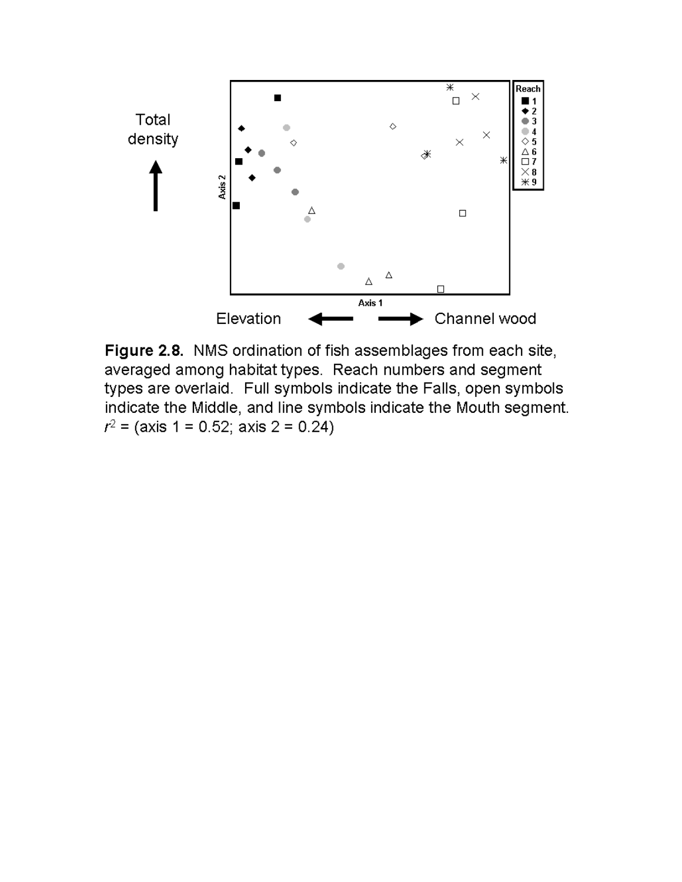**Figure 2.8.** NMS ordination of fish assemblages from each site, averaged among habitat types. Reach numbers and segment types are overlaid. Full symbols indicate the Falls, open symbols indicate the Middle, and line symbols indicate the Mouth segment. $r^2$ = (axis 1 = 0.52; axis 2 = 0.24)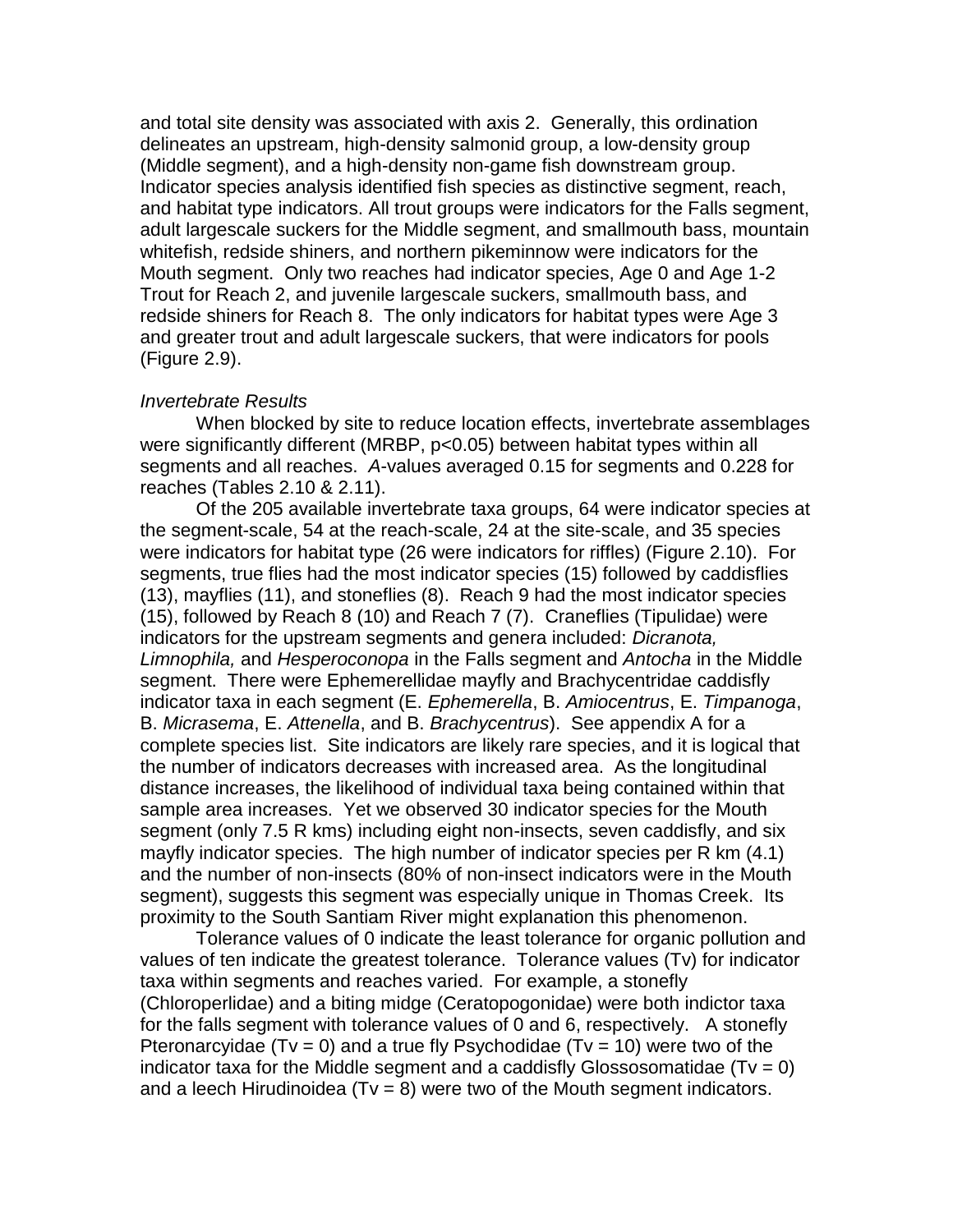and total site density was associated with axis 2. Generally, this ordination delineates an upstream, high-density salmonid group, a low-density group (Middle segment), and a high-density non-game fish downstream group. Indicator species analysis identified fish species as distinctive segment, reach, and habitat type indicators. All trout groups were indicators for the Falls segment, adult largescale suckers for the Middle segment, and smallmouth bass, mountain whitefish, redside shiners, and northern pikeminnow were indicators for the Mouth segment. Only two reaches had indicator species, Age 0 and Age 1-2 Trout for Reach 2, and juvenile largescale suckers, smallmouth bass, and redside shiners for Reach 8. The only indicators for habitat types were Age 3 and greater trout and adult largescale suckers, that were indicators for pools (Figure 2.9).

*Invertebrate Results*

When blocked by site to reduce location effects, invertebrate assemblages were significantly different (MRBP, $p<0.05$) between habitat types within all segments and all reaches. *A*-values averaged 0.15 for segments and 0.228 for reaches (Tables 2.10 & 2.11).

Of the 205 available invertebrate taxa groups, 64 were indicator species at the segment-scale, 54 at the reach-scale, 24 at the site-scale, and 35 species were indicators for habitat type (26 were indicators for riffles) (Figure 2.10). For segments, true flies had the most indicator species (15) followed by caddisflies (13), mayflies (11), and stoneflies (8). Reach 9 had the most indicator species (15), followed by Reach 8 (10) and Reach 7 (7). Craneflies (Tipulidae) were indicators for the upstream segments and genera included: *Dicranota, Limnophila,* and *Hesperoconopa* in the Falls segment and *Antocha* in the Middle segment. There were Ephemerellidae mayfly and Brachycentridae caddisfly indicator taxa in each segment (E. *Ephemerella*, B. *Amiocentrus*, E. *Timpanoga*, B. *Micrasema*, E. *Attenella*, and B. *Brachycentrus*). See appendix A for a complete species list. Site indicators are likely rare species, and it is logical that the number of indicators decreases with increased area. As the longitudinal distance increases, the likelihood of individual taxa being contained within that sample area increases. Yet we observed 30 indicator species for the Mouth segment (only 7.5 R kms) including eight non-insects, seven caddisfly, and six mayfly indicator species. The high number of indicator species per R km (4.1) and the number of non-insects (80% of non-insect indicators were in the Mouth segment), suggests this segment was especially unique in Thomas Creek. Its proximity to the South Santiam River might explanation this phenomenon.

Tolerance values of 0 indicate the least tolerance for organic pollution and values of ten indicate the greatest tolerance. Tolerance values (Tv) for indicator taxa within segments and reaches varied. For example, a stonefly (Chloroperlidae) and a biting midge (Ceratopogonidae) were both indictor taxa for the falls segment with tolerance values of 0 and 6, respectively. A stonefly Pteronarcyidae ($Tv = 0$) and a true fly Psychodidae ($Tv = 10$) were two of the indicator taxa for the Middle segment and a caddisfly Glossosomatidae ($Tv = 0$) and a leech Hirudinoidea ($Tv = 8$) were two of the Mouth segment indicators.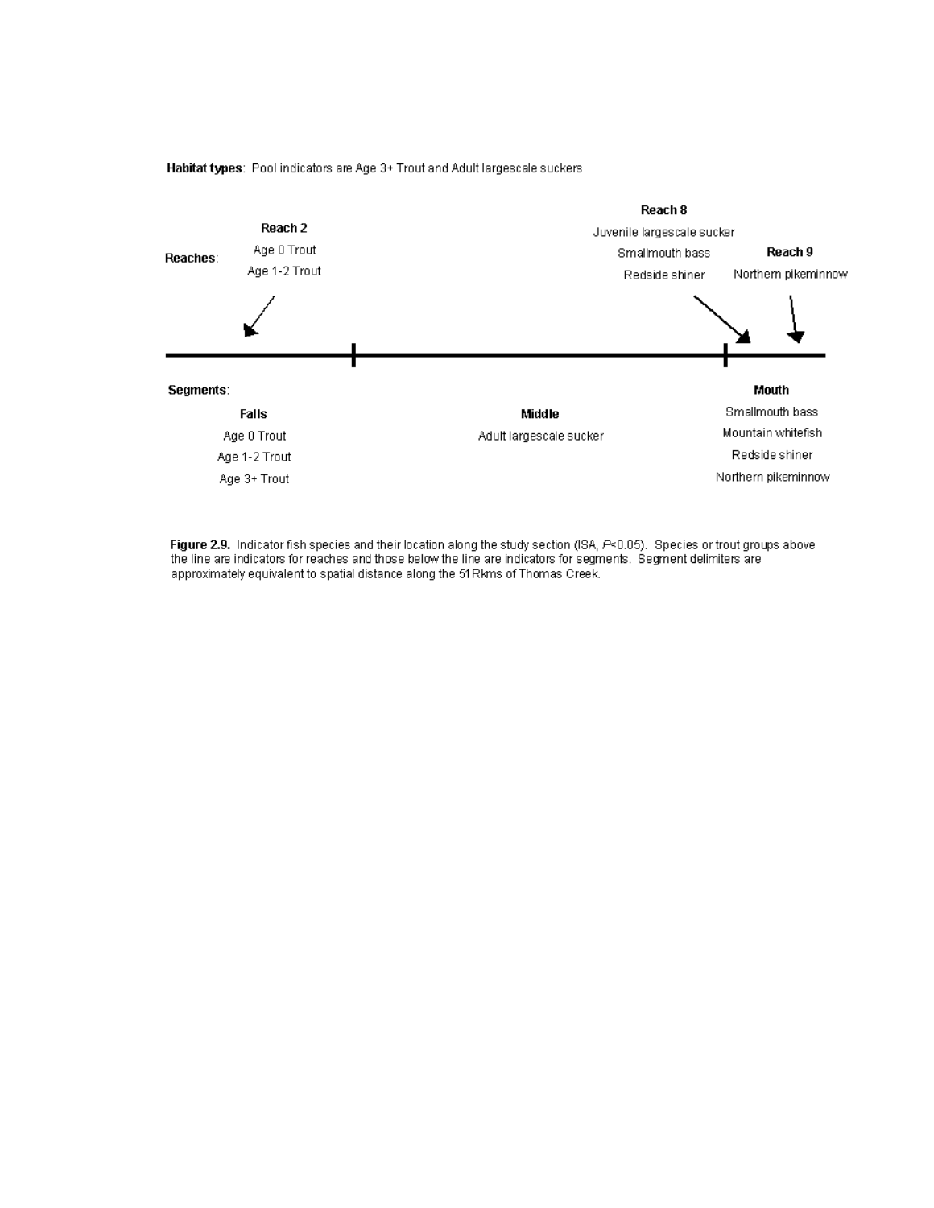**Habitat types**: Pool indicators are Age 3+ Trout and Adult largescale suckers

**Reaches**:

**Reach 2**
Age 0 Trout
Age 1-2 Trout

**Reach 8**
Juvenile largescale sucker
Smallmouth bass
Redside shiner

**Reach 9**
Northern pikeminnow

**Segments**:

**Falls**
Age 0 Trout
Age 1-2 Trout
Age 3+ Trout

**Middle**
Adult largescale sucker

**Mouth**
Smallmouth bass
Mountain whitefish
Redside shiner
Northern pikeminnow

**Figure 2.9.** Indicator fish species and their location along the study section (ISA, $P<0.05$). Species or trout groups above the line are indicators for reaches and those below the line are indicators for segments. Segment delimiters are approximately equivalent to spatial distance along the 51Rkms of Thomas Creek.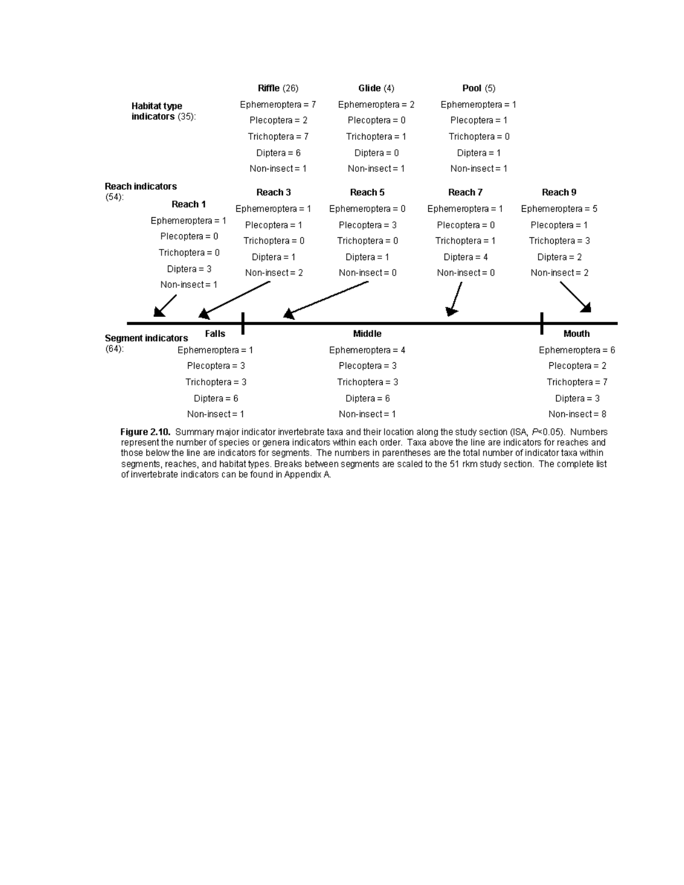**Habitat type indicators** (35):

| | **Riffle** (26) | **Glide** (4) | **Pool** (5) |
|---|---|---|---|
| Ephemeroptera | 7 | 2 | 1 |
| Plecoptera | 2 | 0 | 1 |
| Trichoptera | 7 | 1 | 0 |
| Diptera | 6 | 0 | 1 |
| Non-insect | 1 | 1 | 1 |

**Reach indicators** (54):

| | **Reach 1** | **Reach 3** | **Reach 5** | **Reach 7** | **Reach 9** |
|---|---|---|---|---|---|
| Ephemeroptera | 1 | 1 | 0 | 1 | 5 |
| Plecoptera | 0 | 1 | 3 | 0 | 1 |
| Trichoptera | 0 | 0 | 0 | 1 | 3 |
| Diptera | 3 | 1 | 1 | 4 | 2 |
| Non-insect | 1 | 2 | 0 | 0 | 2 |

**Segment indicators** (64):

| | **Falls** | **Middle** | **Mouth** |
|---|---|---|---|
| Ephemeroptera | 1 | 4 | 6 |
| Plecoptera | 3 | 3 | 2 |
| Trichoptera | 3 | 3 | 7 |
| Diptera | 6 | 6 | 3 |
| Non-insect | 1 | 1 | 8 |

**Figure 2.10.** Summary major indicator invertebrate taxa and their location along the study section (ISA, $P<0.05$). Numbers represent the number of species or genera indicators within each order. Taxa above the line are indicators for reaches and those below the line are indicators for segments. The numbers in parentheses are the total number of indicator taxa within segments, reaches, and habitat types. Breaks between segments are scaled to the 51 rkm study section. The complete list of invertebrate indicators can be found in Appendix A.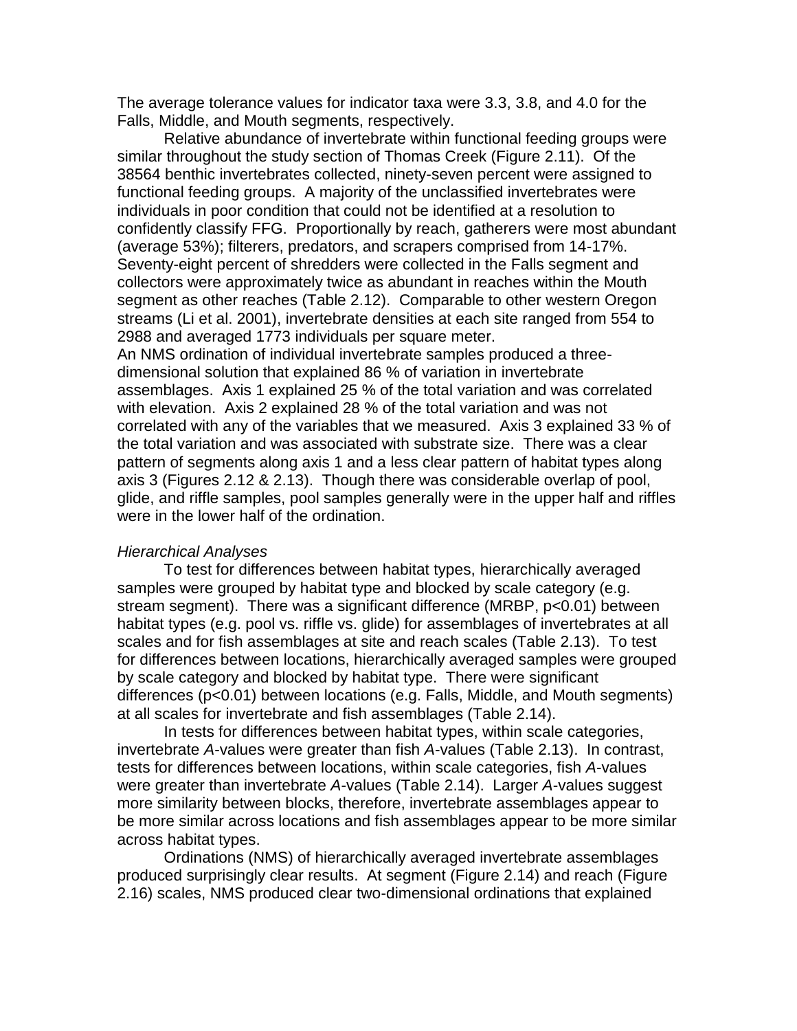The average tolerance values for indicator taxa were 3.3, 3.8, and 4.0 for the Falls, Middle, and Mouth segments, respectively.

Relative abundance of invertebrate within functional feeding groups were similar throughout the study section of Thomas Creek (Figure 2.11). Of the 38564 benthic invertebrates collected, ninety-seven percent were assigned to functional feeding groups. A majority of the unclassified invertebrates were individuals in poor condition that could not be identified at a resolution to confidently classify FFG. Proportionally by reach, gatherers were most abundant (average 53%); filterers, predators, and scrapers comprised from 14-17%. Seventy-eight percent of shredders were collected in the Falls segment and collectors were approximately twice as abundant in reaches within the Mouth segment as other reaches (Table 2.12). Comparable to other western Oregon streams (Li et al. 2001), invertebrate densities at each site ranged from 554 to 2988 and averaged 1773 individuals per square meter.

An NMS ordination of individual invertebrate samples produced a three-dimensional solution that explained 86 % of variation in invertebrate assemblages. Axis 1 explained 25 % of the total variation and was correlated with elevation. Axis 2 explained 28 % of the total variation and was not correlated with any of the variables that we measured. Axis 3 explained 33 % of the total variation and was associated with substrate size. There was a clear pattern of segments along axis 1 and a less clear pattern of habitat types along axis 3 (Figures 2.12 & 2.13). Though there was considerable overlap of pool, glide, and riffle samples, pool samples generally were in the upper half and riffles were in the lower half of the ordination.

*Hierarchical Analyses*

To test for differences between habitat types, hierarchically averaged samples were grouped by habitat type and blocked by scale category (e.g. stream segment). There was a significant difference (MRBP, $p<0.01$) between habitat types (e.g. pool vs. riffle vs. glide) for assemblages of invertebrates at all scales and for fish assemblages at site and reach scales (Table 2.13). To test for differences between locations, hierarchically averaged samples were grouped by scale category and blocked by habitat type. There were significant differences ($p<0.01$) between locations (e.g. Falls, Middle, and Mouth segments) at all scales for invertebrate and fish assemblages (Table 2.14).

In tests for differences between habitat types, within scale categories, invertebrate *A*-values were greater than fish *A*-values (Table 2.13). In contrast, tests for differences between locations, within scale categories, fish *A*-values were greater than invertebrate *A*-values (Table 2.14). Larger *A*-values suggest more similarity between blocks, therefore, invertebrate assemblages appear to be more similar across locations and fish assemblages appear to be more similar across habitat types.

Ordinations (NMS) of hierarchically averaged invertebrate assemblages produced surprisingly clear results. At segment (Figure 2.14) and reach (Figure 2.16) scales, NMS produced clear two-dimensional ordinations that explained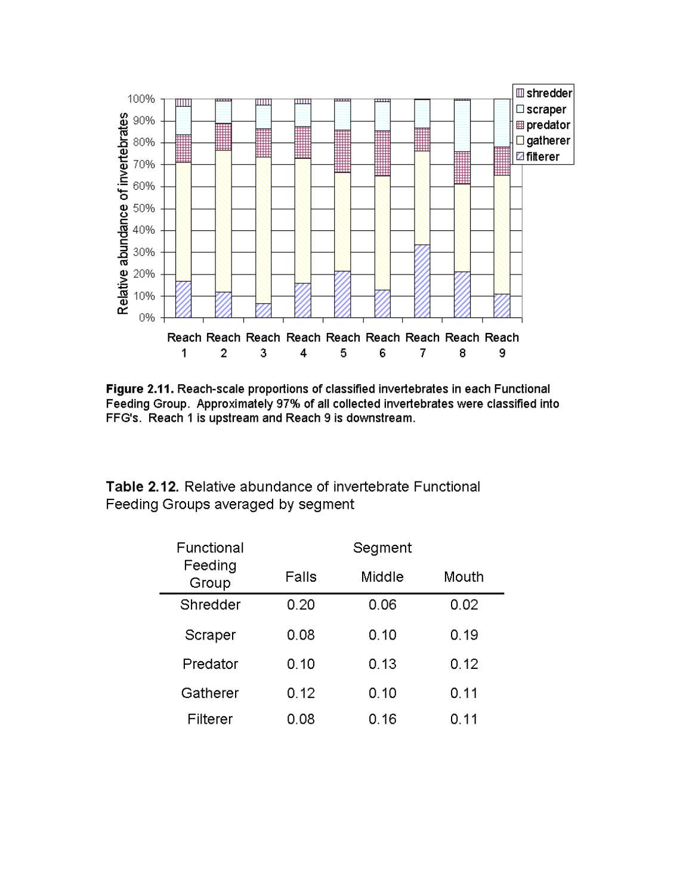**Figure 2.11.** Reach-scale proportions of classified invertebrates in each Functional Feeding Group. Approximately 97% of all collected invertebrates were classified into FFG's. Reach 1 is upstream and Reach 9 is downstream.

**Table 2.12.** Relative abundance of invertebrate Functional Feeding Groups averaged by segment

| Functional Feeding Group | Segment | | |
|---|---|---|---|
| | Falls | Middle | Mouth |
| Shredder | 0.20 | 0.06 | 0.02 |
| Scraper | 0.08 | 0.10 | 0.19 |
| Predator | 0.10 | 0.13 | 0.12 |
| Gatherer | 0.12 | 0.10 | 0.11 |
| Filterer | 0.08 | 0.16 | 0.11 |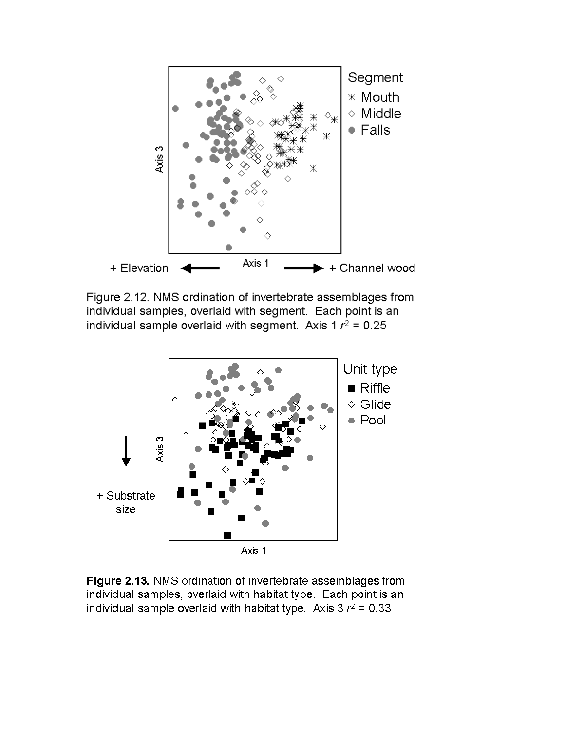Figure 2.12. NMS ordination of invertebrate assemblages from individual samples, overlaid with segment. Each point is an individual sample overlaid with segment. Axis 1 $r^2$ = 0.25

**Figure 2.13.** NMS ordination of invertebrate assemblages from individual samples, overlaid with habitat type. Each point is an individual sample overlaid with habitat type. Axis 3 $r^2$ = 0.33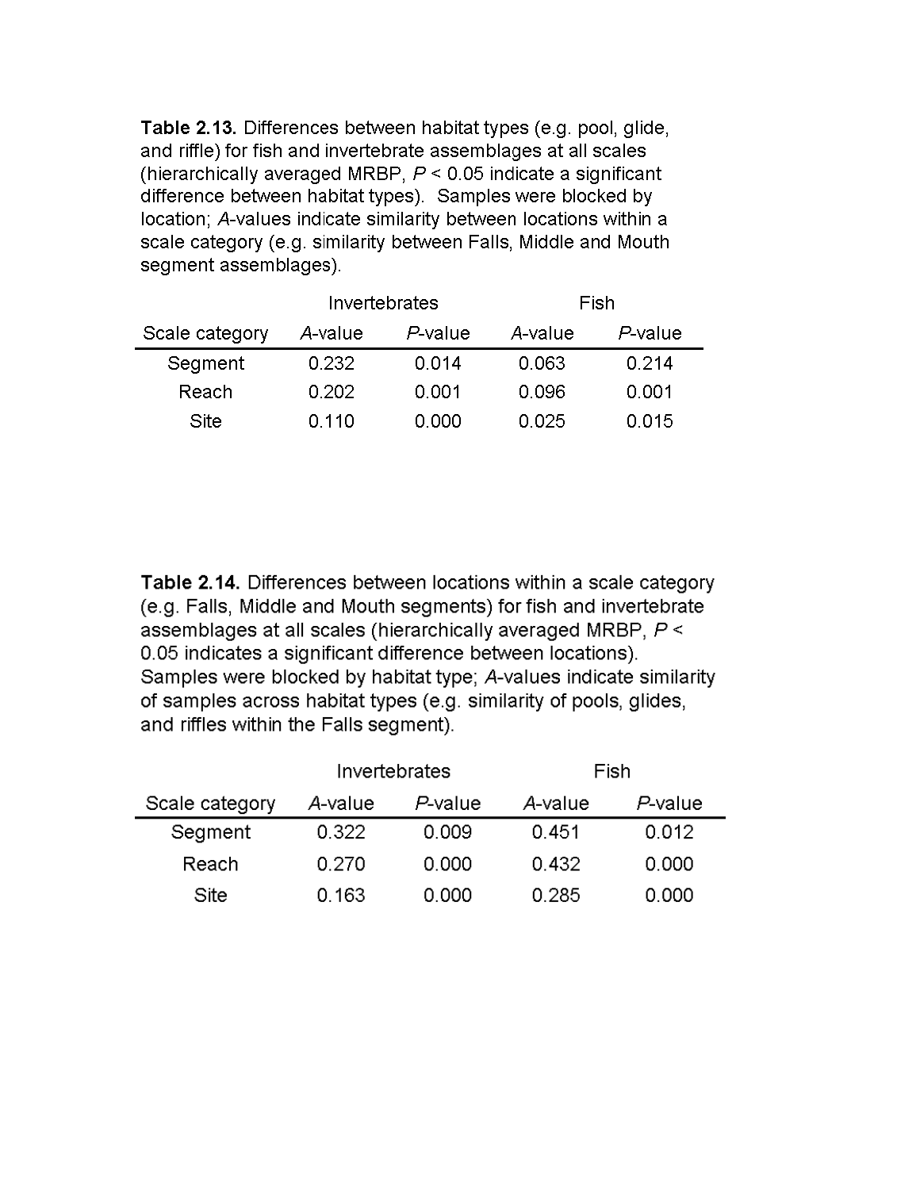**Table 2.13.** Differences between habitat types (e.g. pool, glide, and riffle) for fish and invertebrate assemblages at all scales (hierarchically averaged MRBP, $P < 0.05$ indicate a significant difference between habitat types). Samples were blocked by location; *A*-values indicate similarity between locations within a scale category (e.g. similarity between Falls, Middle and Mouth segment assemblages).

| | Invertebrates | | Fish | |
|---|---|---|---|---|
| Scale category | *A*-value | *P*-value | *A*-value | *P*-value |
| Segment | 0.232 | 0.014 | 0.063 | 0.214 |
| Reach | 0.202 | 0.001 | 0.096 | 0.001 |
| Site | 0.110 | 0.000 | 0.025 | 0.015 |

**Table 2.14.** Differences between locations within a scale category (e.g. Falls, Middle and Mouth segments) for fish and invertebrate assemblages at all scales (hierarchically averaged MRBP, $P < 0.05$ indicates a significant difference between locations). Samples were blocked by habitat type; *A*-values indicate similarity of samples across habitat types (e.g. similarity of pools, glides, and riffles within the Falls segment).

| | Invertebrates | | Fish | |
|---|---|---|---|---|
| Scale category | *A*-value | *P*-value | *A*-value | *P*-value |
| Segment | 0.322 | 0.009 | 0.451 | 0.012 |
| Reach | 0.270 | 0.000 | 0.432 | 0.000 |
| Site | 0.163 | 0.000 | 0.285 | 0.000 |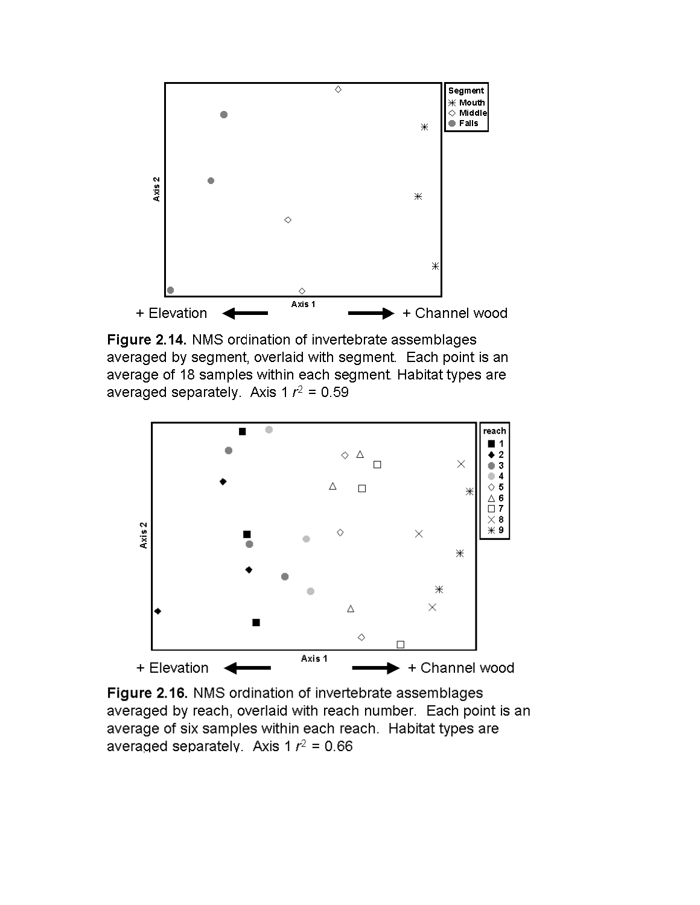**Figure 2.14.** NMS ordination of invertebrate assemblages averaged by segment, overlaid with segment. Each point is an average of 18 samples within each segment. Habitat types are averaged separately. Axis 1 $r^2$ = 0.59

**Figure 2.16.** NMS ordination of invertebrate assemblages averaged by reach, overlaid with reach number. Each point is an average of six samples within each reach. Habitat types are averaged separately. Axis 1 $r^2$ = 0.66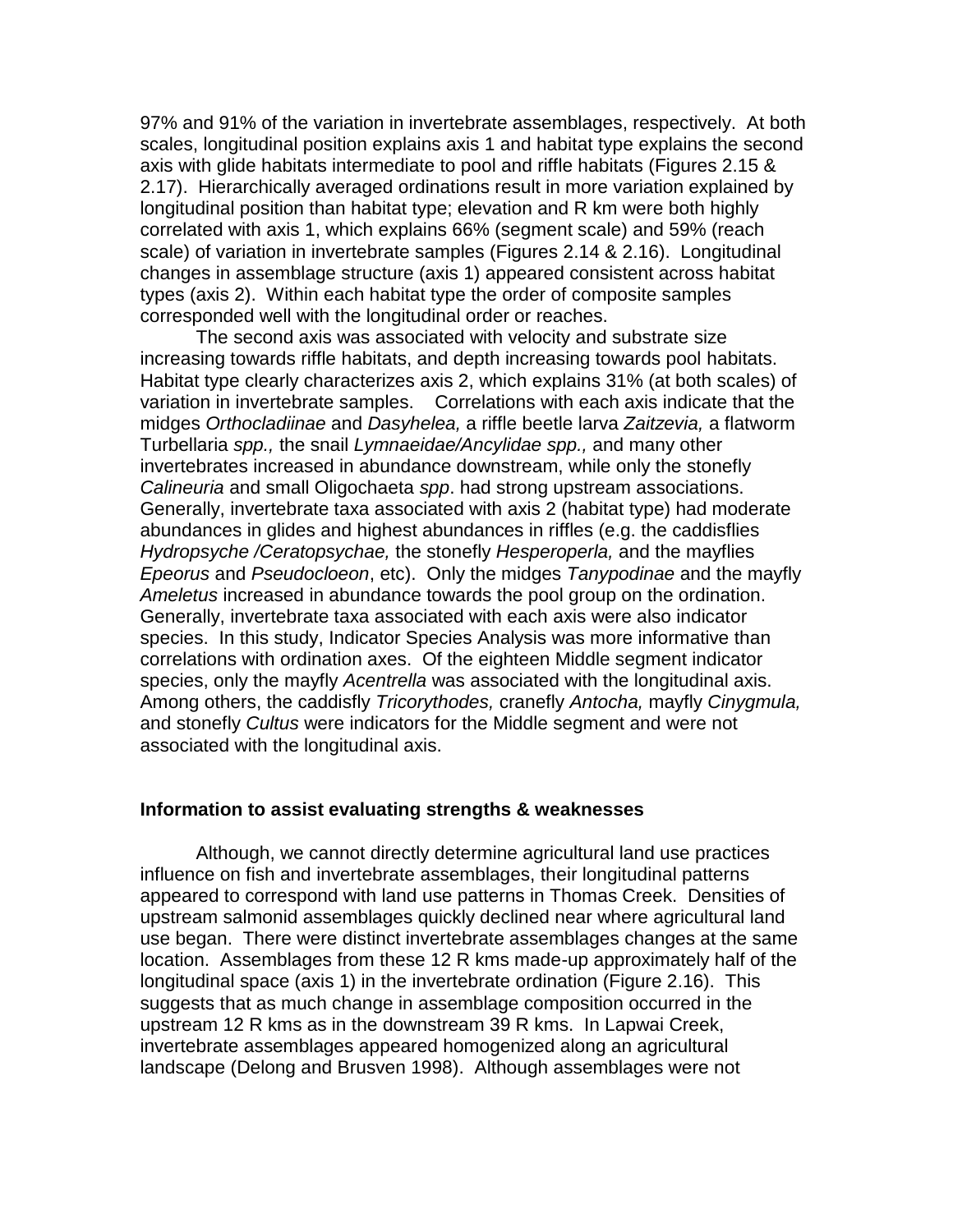97% and 91% of the variation in invertebrate assemblages, respectively. At both scales, longitudinal position explains axis 1 and habitat type explains the second axis with glide habitats intermediate to pool and riffle habitats (Figures 2.15 & 2.17). Hierarchically averaged ordinations result in more variation explained by longitudinal position than habitat type; elevation and R km were both highly correlated with axis 1, which explains 66% (segment scale) and 59% (reach scale) of variation in invertebrate samples (Figures 2.14 & 2.16). Longitudinal changes in assemblage structure (axis 1) appeared consistent across habitat types (axis 2). Within each habitat type the order of composite samples corresponded well with the longitudinal order or reaches.

The second axis was associated with velocity and substrate size increasing towards riffle habitats, and depth increasing towards pool habitats. Habitat type clearly characterizes axis 2, which explains 31% (at both scales) of variation in invertebrate samples. Correlations with each axis indicate that the midges *Orthocladiinae* and *Dasyhelea,* a riffle beetle larva *Zaitzevia,* a flatworm Turbellaria *spp.,* the snail *Lymnaeidae/Ancylidae spp.,* and many other invertebrates increased in abundance downstream, while only the stonefly *Calineuria* and small Oligochaeta *spp*. had strong upstream associations. Generally, invertebrate taxa associated with axis 2 (habitat type) had moderate abundances in glides and highest abundances in riffles (e.g. the caddisflies *Hydropsyche /Ceratopsychae,* the stonefly *Hesperoperla,* and the mayflies *Epeorus* and *Pseudocloeon*, etc). Only the midges *Tanypodinae* and the mayfly *Ameletus* increased in abundance towards the pool group on the ordination. Generally, invertebrate taxa associated with each axis were also indicator species. In this study, Indicator Species Analysis was more informative than correlations with ordination axes. Of the eighteen Middle segment indicator species, only the mayfly *Acentrella* was associated with the longitudinal axis. Among others, the caddisfly *Tricorythodes,* cranefly *Antocha,* mayfly *Cinygmula,* and stonefly *Cultus* were indicators for the Middle segment and were not associated with the longitudinal axis.

**Information to assist evaluating strengths & weaknesses**

Although, we cannot directly determine agricultural land use practices influence on fish and invertebrate assemblages, their longitudinal patterns appeared to correspond with land use patterns in Thomas Creek. Densities of upstream salmonid assemblages quickly declined near where agricultural land use began. There were distinct invertebrate assemblages changes at the same location. Assemblages from these 12 R kms made-up approximately half of the longitudinal space (axis 1) in the invertebrate ordination (Figure 2.16). This suggests that as much change in assemblage composition occurred in the upstream 12 R kms as in the downstream 39 R kms. In Lapwai Creek, invertebrate assemblages appeared homogenized along an agricultural landscape (Delong and Brusven 1998). Although assemblages were not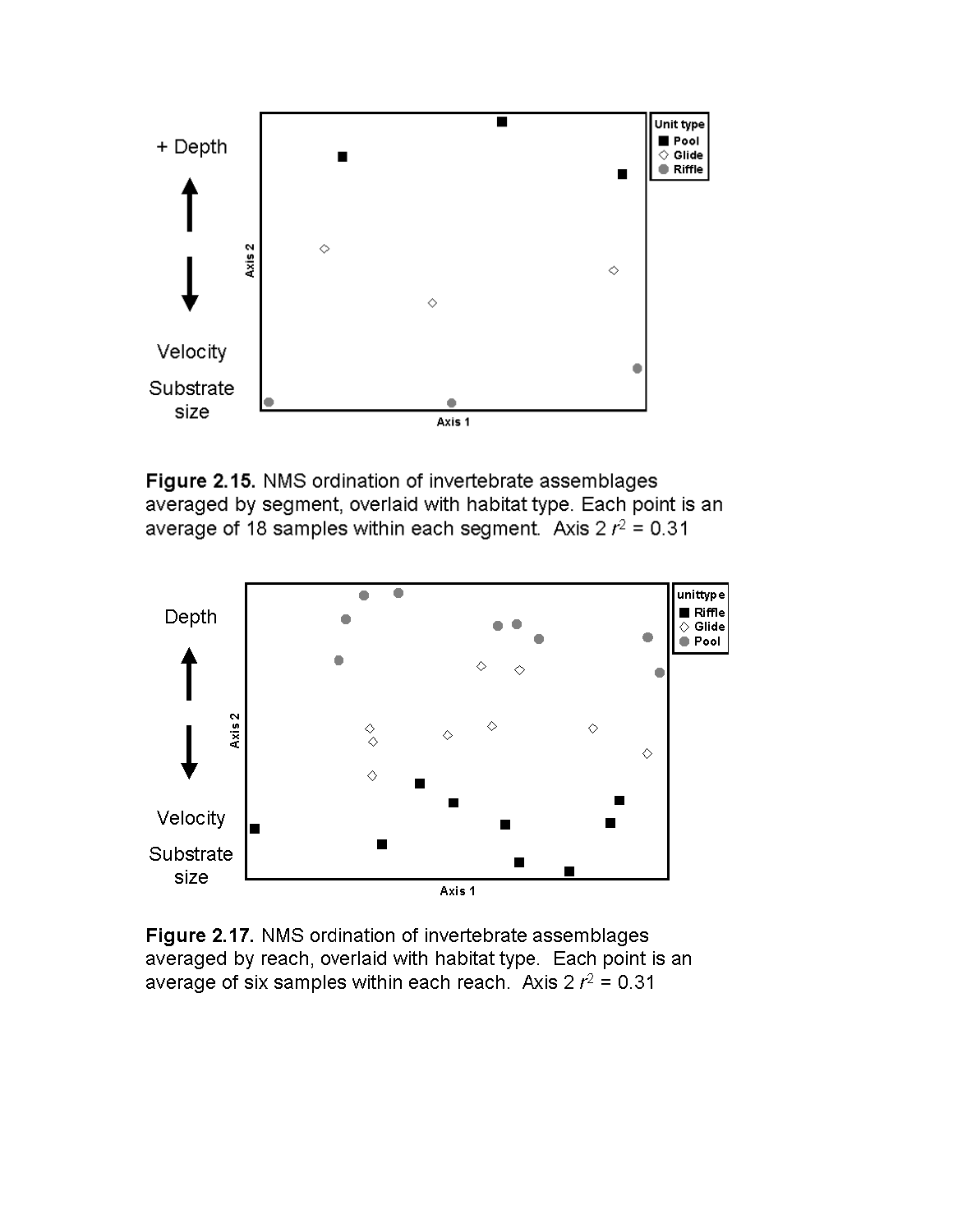**Figure 2.15.** NMS ordination of invertebrate assemblages averaged by segment, overlaid with habitat type. Each point is an average of 18 samples within each segment. Axis 2 $r^2 = 0.31$

**Figure 2.17.** NMS ordination of invertebrate assemblages averaged by reach, overlaid with habitat type. Each point is an average of six samples within each reach. Axis 2 $r^2 = 0.31$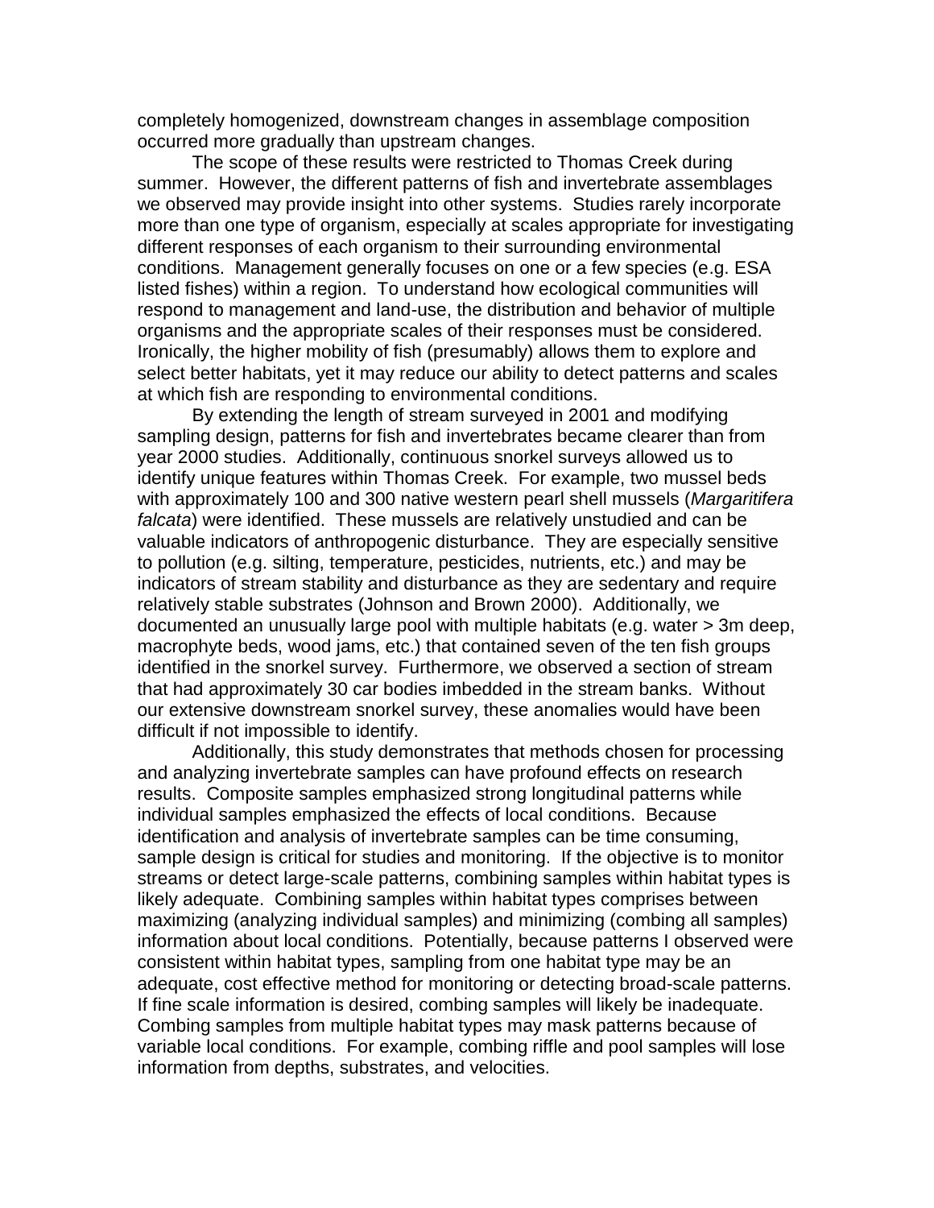completely homogenized, downstream changes in assemblage composition occurred more gradually than upstream changes.

The scope of these results were restricted to Thomas Creek during summer. However, the different patterns of fish and invertebrate assemblages we observed may provide insight into other systems. Studies rarely incorporate more than one type of organism, especially at scales appropriate for investigating different responses of each organism to their surrounding environmental conditions. Management generally focuses on one or a few species (e.g. ESA listed fishes) within a region. To understand how ecological communities will respond to management and land-use, the distribution and behavior of multiple organisms and the appropriate scales of their responses must be considered. Ironically, the higher mobility of fish (presumably) allows them to explore and select better habitats, yet it may reduce our ability to detect patterns and scales at which fish are responding to environmental conditions.

By extending the length of stream surveyed in 2001 and modifying sampling design, patterns for fish and invertebrates became clearer than from year 2000 studies. Additionally, continuous snorkel surveys allowed us to identify unique features within Thomas Creek. For example, two mussel beds with approximately 100 and 300 native western pearl shell mussels (*Margaritifera falcata*) were identified. These mussels are relatively unstudied and can be valuable indicators of anthropogenic disturbance. They are especially sensitive to pollution (e.g. silting, temperature, pesticides, nutrients, etc.) and may be indicators of stream stability and disturbance as they are sedentary and require relatively stable substrates (Johnson and Brown 2000). Additionally, we documented an unusually large pool with multiple habitats (e.g. water > 3m deep, macrophyte beds, wood jams, etc.) that contained seven of the ten fish groups identified in the snorkel survey. Furthermore, we observed a section of stream that had approximately 30 car bodies imbedded in the stream banks. Without our extensive downstream snorkel survey, these anomalies would have been difficult if not impossible to identify.

Additionally, this study demonstrates that methods chosen for processing and analyzing invertebrate samples can have profound effects on research results. Composite samples emphasized strong longitudinal patterns while individual samples emphasized the effects of local conditions. Because identification and analysis of invertebrate samples can be time consuming, sample design is critical for studies and monitoring. If the objective is to monitor streams or detect large-scale patterns, combining samples within habitat types is likely adequate. Combining samples within habitat types comprises between maximizing (analyzing individual samples) and minimizing (combing all samples) information about local conditions. Potentially, because patterns I observed were consistent within habitat types, sampling from one habitat type may be an adequate, cost effective method for monitoring or detecting broad-scale patterns. If fine scale information is desired, combing samples will likely be inadequate. Combing samples from multiple habitat types may mask patterns because of variable local conditions. For example, combing riffle and pool samples will lose information from depths, substrates, and velocities.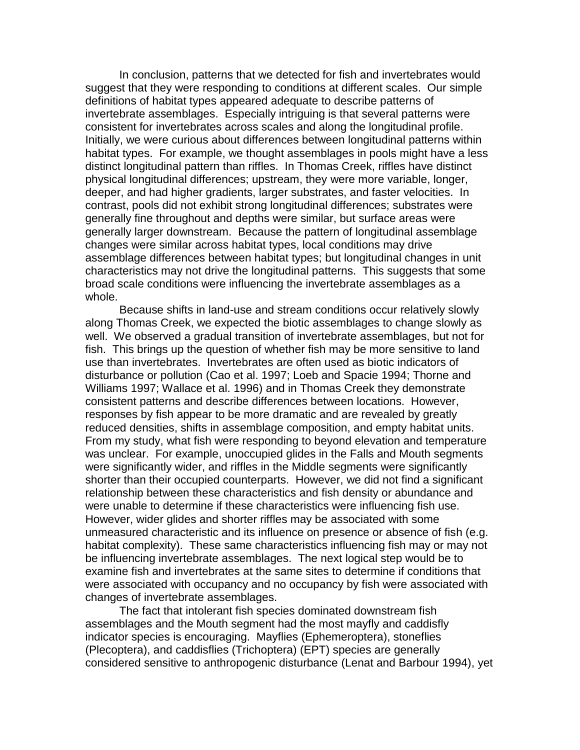In conclusion, patterns that we detected for fish and invertebrates would suggest that they were responding to conditions at different scales. Our simple definitions of habitat types appeared adequate to describe patterns of invertebrate assemblages. Especially intriguing is that several patterns were consistent for invertebrates across scales and along the longitudinal profile. Initially, we were curious about differences between longitudinal patterns within habitat types. For example, we thought assemblages in pools might have a less distinct longitudinal pattern than riffles. In Thomas Creek, riffles have distinct physical longitudinal differences; upstream, they were more variable, longer, deeper, and had higher gradients, larger substrates, and faster velocities. In contrast, pools did not exhibit strong longitudinal differences; substrates were generally fine throughout and depths were similar, but surface areas were generally larger downstream. Because the pattern of longitudinal assemblage changes were similar across habitat types, local conditions may drive assemblage differences between habitat types; but longitudinal changes in unit characteristics may not drive the longitudinal patterns. This suggests that some broad scale conditions were influencing the invertebrate assemblages as a whole.

Because shifts in land-use and stream conditions occur relatively slowly along Thomas Creek, we expected the biotic assemblages to change slowly as well. We observed a gradual transition of invertebrate assemblages, but not for fish. This brings up the question of whether fish may be more sensitive to land use than invertebrates. Invertebrates are often used as biotic indicators of disturbance or pollution (Cao et al. 1997; Loeb and Spacie 1994; Thorne and Williams 1997; Wallace et al. 1996) and in Thomas Creek they demonstrate consistent patterns and describe differences between locations. However, responses by fish appear to be more dramatic and are revealed by greatly reduced densities, shifts in assemblage composition, and empty habitat units. From my study, what fish were responding to beyond elevation and temperature was unclear. For example, unoccupied glides in the Falls and Mouth segments were significantly wider, and riffles in the Middle segments were significantly shorter than their occupied counterparts. However, we did not find a significant relationship between these characteristics and fish density or abundance and were unable to determine if these characteristics were influencing fish use. However, wider glides and shorter riffles may be associated with some unmeasured characteristic and its influence on presence or absence of fish (e.g. habitat complexity). These same characteristics influencing fish may or may not be influencing invertebrate assemblages. The next logical step would be to examine fish and invertebrates at the same sites to determine if conditions that were associated with occupancy and no occupancy by fish were associated with changes of invertebrate assemblages.

The fact that intolerant fish species dominated downstream fish assemblages and the Mouth segment had the most mayfly and caddisfly indicator species is encouraging. Mayflies (Ephemeroptera), stoneflies (Plecoptera), and caddisflies (Trichoptera) (EPT) species are generally considered sensitive to anthropogenic disturbance (Lenat and Barbour 1994), yet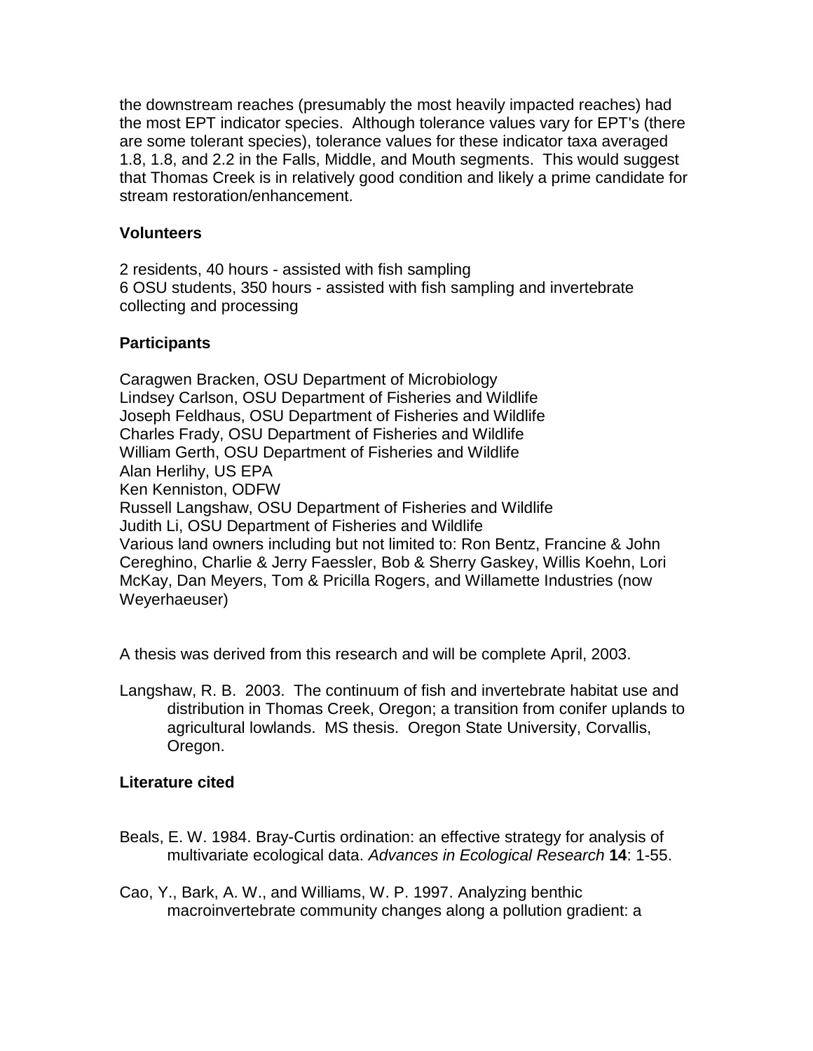the downstream reaches (presumably the most heavily impacted reaches) had the most EPT indicator species. Although tolerance values vary for EPT's (there are some tolerant species), tolerance values for these indicator taxa averaged 1.8, 1.8, and 2.2 in the Falls, Middle, and Mouth segments. This would suggest that Thomas Creek is in relatively good condition and likely a prime candidate for stream restoration/enhancement.

**Volunteers**

2 residents, 40 hours - assisted with fish sampling
6 OSU students, 350 hours - assisted with fish sampling and invertebrate collecting and processing

**Participants**

Caragwen Bracken, OSU Department of Microbiology
Lindsey Carlson, OSU Department of Fisheries and Wildlife
Joseph Feldhaus, OSU Department of Fisheries and Wildlife
Charles Frady, OSU Department of Fisheries and Wildlife
William Gerth, OSU Department of Fisheries and Wildlife
Alan Herlihy, US EPA
Ken Kenniston, ODFW
Russell Langshaw, OSU Department of Fisheries and Wildlife
Judith Li, OSU Department of Fisheries and Wildlife
Various land owners including but not limited to: Ron Bentz, Francine & John Cereghino, Charlie & Jerry Faessler, Bob & Sherry Gaskey, Willis Koehn, Lori McKay, Dan Meyers, Tom & Pricilla Rogers, and Willamette Industries (now Weyerhaeuser)

A thesis was derived from this research and will be complete April, 2003.

Langshaw, R. B. 2003. The continuum of fish and invertebrate habitat use and distribution in Thomas Creek, Oregon; a transition from conifer uplands to agricultural lowlands. MS thesis. Oregon State University, Corvallis, Oregon.

**Literature cited**

Beals, E. W. 1984. Bray-Curtis ordination: an effective strategy for analysis of multivariate ecological data. *Advances in Ecological Research* **14**: 1-55.

Cao, Y., Bark, A. W., and Williams, W. P. 1997. Analyzing benthic macroinvertebrate community changes along a pollution gradient: a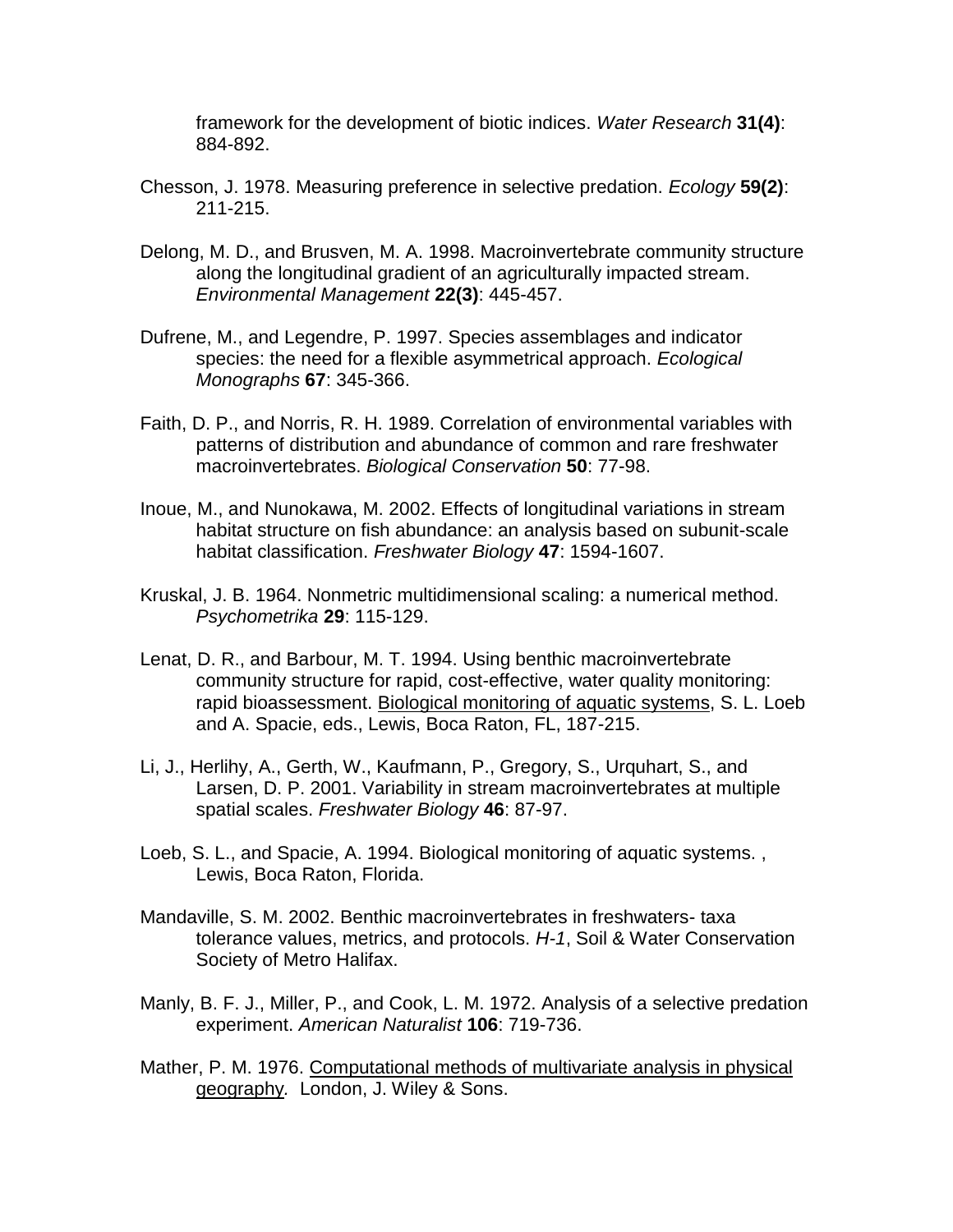framework for the development of biotic indices. *Water Research* **31(4)**: 884-892.

Chesson, J. 1978. Measuring preference in selective predation. *Ecology* **59(2)**: 211-215.

Delong, M. D., and Brusven, M. A. 1998. Macroinvertebrate community structure along the longitudinal gradient of an agriculturally impacted stream. *Environmental Management* **22(3)**: 445-457.

Dufrene, M., and Legendre, P. 1997. Species assemblages and indicator species: the need for a flexible asymmetrical approach. *Ecological Monographs* **67**: 345-366.

Faith, D. P., and Norris, R. H. 1989. Correlation of environmental variables with patterns of distribution and abundance of common and rare freshwater macroinvertebrates. *Biological Conservation* **50**: 77-98.

Inoue, M., and Nunokawa, M. 2002. Effects of longitudinal variations in stream habitat structure on fish abundance: an analysis based on subunit-scale habitat classification. *Freshwater Biology* **47**: 1594-1607.

Kruskal, J. B. 1964. Nonmetric multidimensional scaling: a numerical method. *Psychometrika* **29**: 115-129.

Lenat, D. R., and Barbour, M. T. 1994. Using benthic macroinvertebrate community structure for rapid, cost-effective, water quality monitoring: rapid bioassessment. <u>Biological monitoring of aquatic systems</u>, S. L. Loeb and A. Spacie, eds., Lewis, Boca Raton, FL, 187-215.

Li, J., Herlihy, A., Gerth, W., Kaufmann, P., Gregory, S., Urquhart, S., and Larsen, D. P. 2001. Variability in stream macroinvertebrates at multiple spatial scales. *Freshwater Biology* **46**: 87-97.

Loeb, S. L., and Spacie, A. 1994. Biological monitoring of aquatic systems. , Lewis, Boca Raton, Florida.

Mandaville, S. M. 2002. Benthic macroinvertebrates in freshwaters- taxa tolerance values, metrics, and protocols. *H-1*, Soil & Water Conservation Society of Metro Halifax.

Manly, B. F. J., Miller, P., and Cook, L. M. 1972. Analysis of a selective predation experiment. *American Naturalist* **106**: 719-736.

Mather, P. M. 1976. <u>Computational methods of multivariate analysis in physical geography</u>. London, J. Wiley & Sons.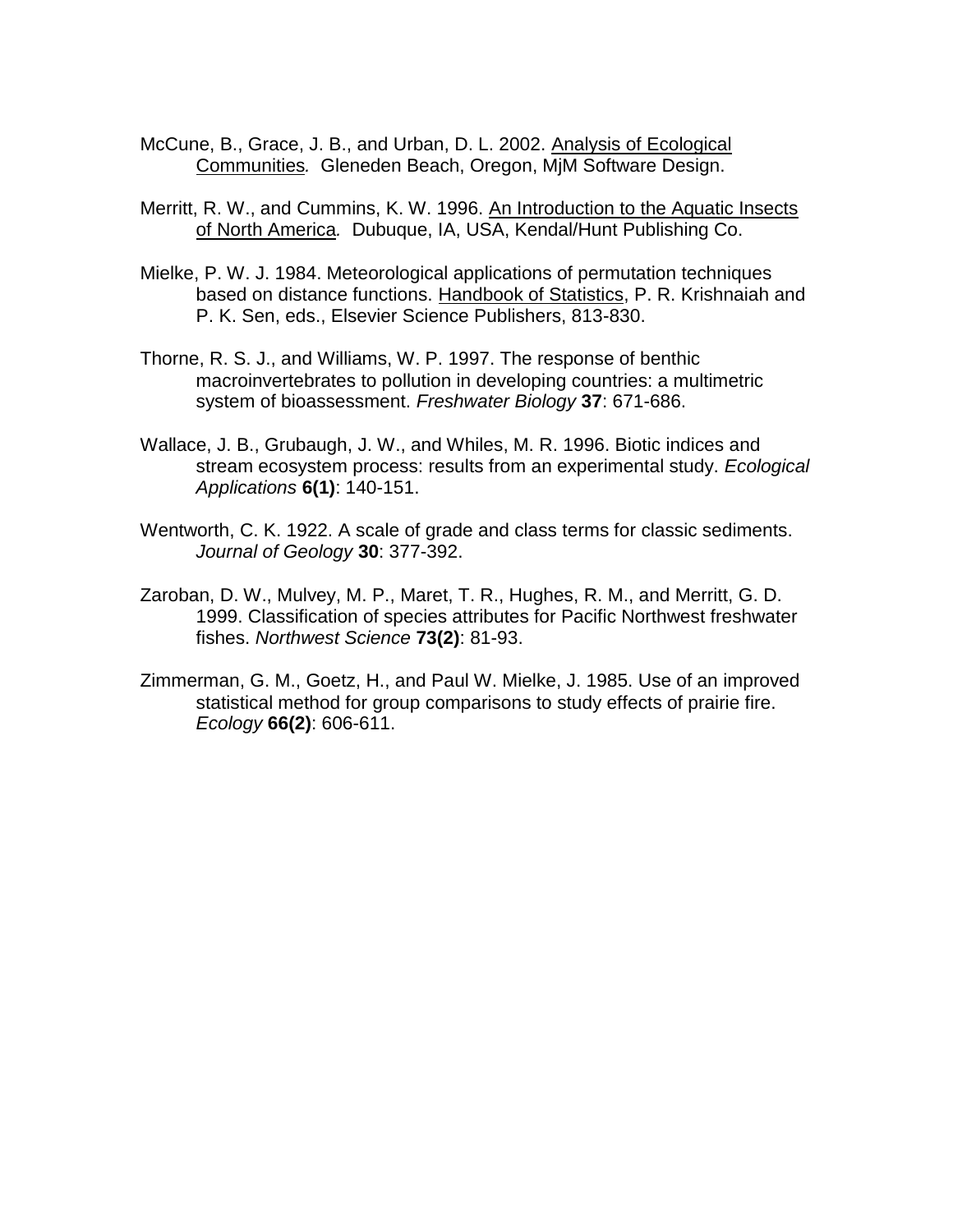McCune, B., Grace, J. B., and Urban, D. L. 2002. Analysis of Ecological Communities*.* Gleneden Beach, Oregon, MjM Software Design.

Merritt, R. W., and Cummins, K. W. 1996. An Introduction to the Aquatic Insects of North America*.* Dubuque, IA, USA, Kendal/Hunt Publishing Co.

Mielke, P. W. J. 1984. Meteorological applications of permutation techniques based on distance functions. Handbook of Statistics, P. R. Krishnaiah and P. K. Sen, eds., Elsevier Science Publishers, 813-830.

Thorne, R. S. J., and Williams, W. P. 1997. The response of benthic macroinvertebrates to pollution in developing countries: a multimetric system of bioassessment. *Freshwater Biology* **37**: 671-686.

Wallace, J. B., Grubaugh, J. W., and Whiles, M. R. 1996. Biotic indices and stream ecosystem process: results from an experimental study. *Ecological Applications* **6(1)**: 140-151.

Wentworth, C. K. 1922. A scale of grade and class terms for classic sediments. *Journal of Geology* **30**: 377-392.

Zaroban, D. W., Mulvey, M. P., Maret, T. R., Hughes, R. M., and Merritt, G. D. 1999. Classification of species attributes for Pacific Northwest freshwater fishes. *Northwest Science* **73(2)**: 81-93.

Zimmerman, G. M., Goetz, H., and Paul W. Mielke, J. 1985. Use of an improved statistical method for group comparisons to study effects of prairie fire. *Ecology* **66(2)**: 606-611.